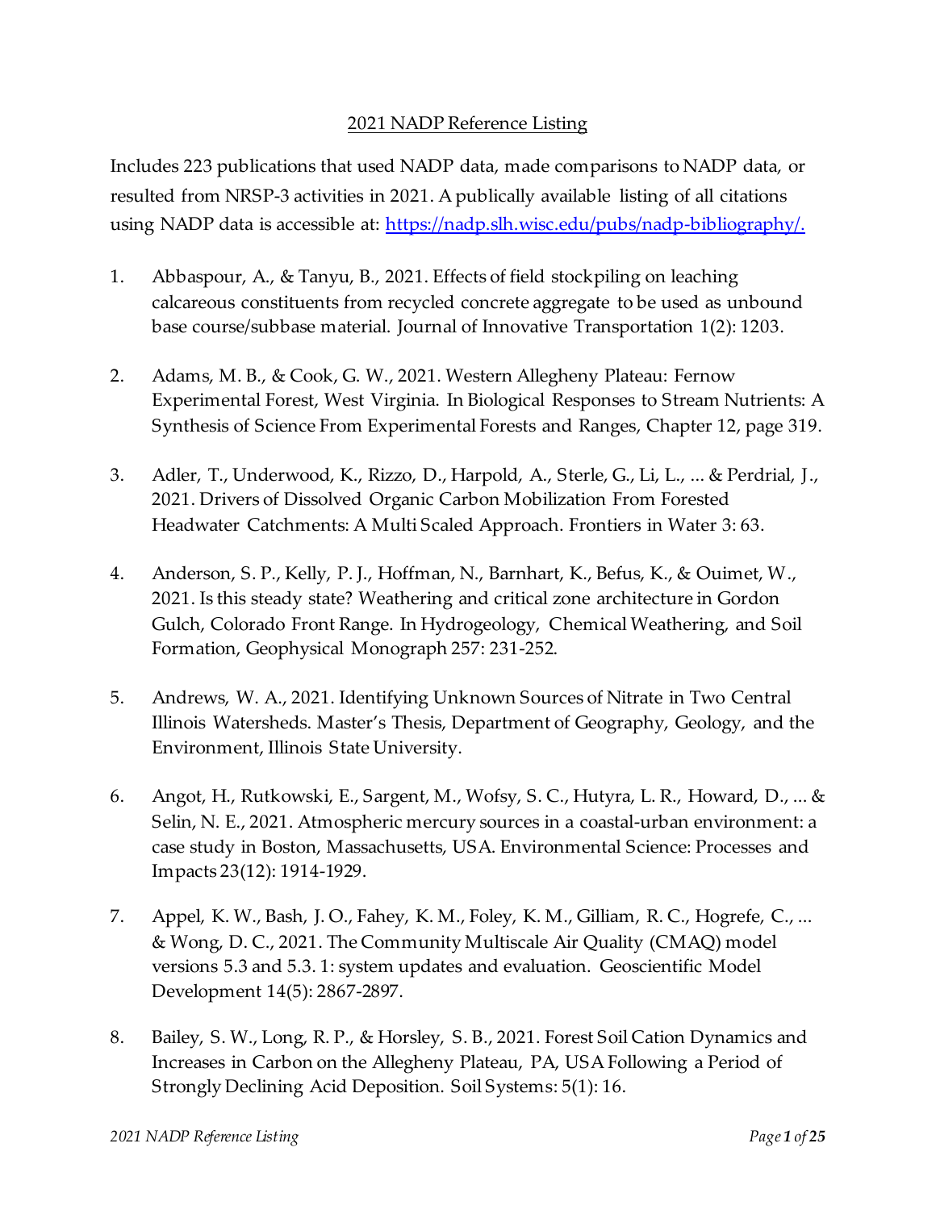# 2021 NADP Reference Listing

Includes 223 publications that used NADP data, made comparisons to NADP data, or resulted from NRSP-3 activities in 2021. A publically available listing of all citations using NADP data is accessible at: [https://nadp.slh.wisc.edu/pubs/nadp-bibliography/.](https://nadp.slh.wisc.edu/pubs/nadp-bibliography/)

1. Abbaspour, A., & Tanyu, B., 2021. Effects of field stockpiling on leaching calcareous constituents from recycled concrete aggregate to be used as unbound base course/subbase material. Journal of Innovative Transportation 1(2): 1203.

2. Adams, M. B., & Cook, G. W., 2021. Western Allegheny Plateau: Fernow Experimental Forest, West Virginia. In Biological Responses to Stream Nutrients: A Synthesis of Science From Experimental Forests and Ranges, Chapter 12, page 319.

3. Adler, T., Underwood, K., Rizzo, D., Harpold, A., Sterle, G., Li, L., ... & Perdrial, J., 2021. Drivers of Dissolved Organic Carbon Mobilization From Forested Headwater Catchments: A Multi Scaled Approach. Frontiers in Water 3: 63.

4. Anderson, S. P., Kelly, P. J., Hoffman, N., Barnhart, K., Befus, K., & Ouimet, W., 2021. Is this steady state? Weathering and critical zone architecture in Gordon Gulch, Colorado Front Range. In Hydrogeology, Chemical Weathering, and Soil Formation, Geophysical Monograph 257: 231-252.

5. Andrews, W. A., 2021. Identifying Unknown Sources of Nitrate in Two Central Illinois Watersheds. Master's Thesis, Department of Geography, Geology, and the Environment, Illinois State University.

6. Angot, H., Rutkowski, E., Sargent, M., Wofsy, S. C., Hutyra, L. R., Howard, D., ... & Selin, N. E., 2021. Atmospheric mercury sources in a coastal-urban environment: a case study in Boston, Massachusetts, USA. Environmental Science: Processes and Impacts 23(12): 1914-1929.

7. Appel, K. W., Bash, J. O., Fahey, K. M., Foley, K. M., Gilliam, R. C., Hogrefe, C., ... & Wong, D. C., 2021. The Community Multiscale Air Quality (CMAQ) model versions 5.3 and 5.3. 1: system updates and evaluation. Geoscientific Model Development 14(5): 2867-2897.

8. Bailey, S. W., Long, R. P., & Horsley, S. B., 2021. Forest Soil Cation Dynamics and Increases in Carbon on the Allegheny Plateau, PA, USA Following a Period of Strongly Declining Acid Deposition. Soil Systems: 5(1): 16.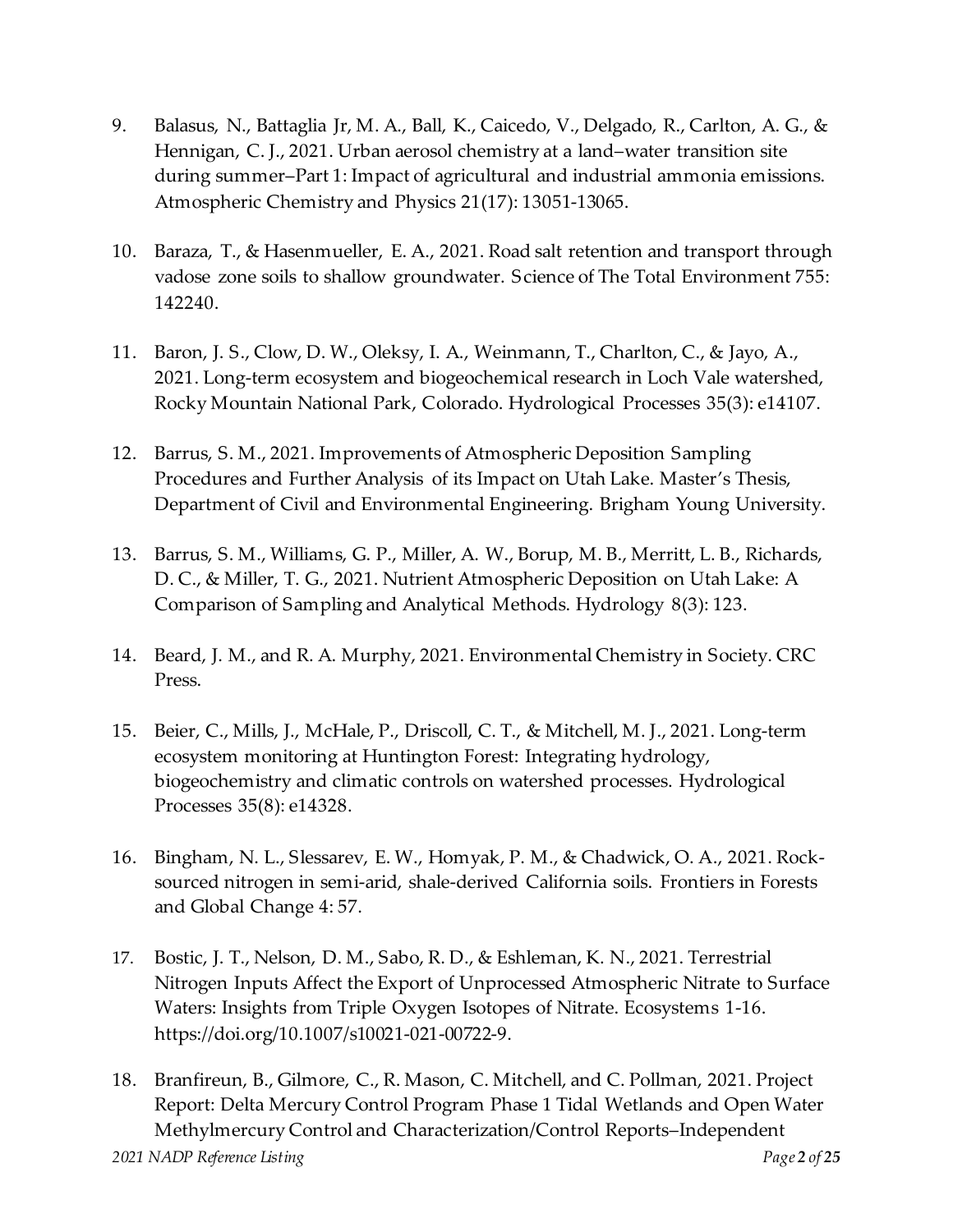9. Balasus, N., Battaglia Jr, M. A., Ball, K., Caicedo, V., Delgado, R., Carlton, A. G., & Hennigan, C. J., 2021. Urban aerosol chemistry at a land–water transition site during summer–Part 1: Impact of agricultural and industrial ammonia emissions. Atmospheric Chemistry and Physics 21(17): 13051-13065.

10. Baraza, T., & Hasenmueller, E. A., 2021. Road salt retention and transport through vadose zone soils to shallow groundwater. Science of The Total Environment 755: 142240.

11. Baron, J. S., Clow, D. W., Oleksy, I. A., Weinmann, T., Charlton, C., & Jayo, A., 2021. Long-term ecosystem and biogeochemical research in Loch Vale watershed, Rocky Mountain National Park, Colorado. Hydrological Processes 35(3): e14107.

12. Barrus, S. M., 2021. Improvements of Atmospheric Deposition Sampling Procedures and Further Analysis of its Impact on Utah Lake. Master's Thesis, Department of Civil and Environmental Engineering. Brigham Young University.

13. Barrus, S. M., Williams, G. P., Miller, A. W., Borup, M. B., Merritt, L. B., Richards, D. C., & Miller, T. G., 2021. Nutrient Atmospheric Deposition on Utah Lake: A Comparison of Sampling and Analytical Methods. Hydrology 8(3): 123.

14. Beard, J. M., and R. A. Murphy, 2021. Environmental Chemistry in Society. CRC Press.

15. Beier, C., Mills, J., McHale, P., Driscoll, C. T., & Mitchell, M. J., 2021. Long-term ecosystem monitoring at Huntington Forest: Integrating hydrology, biogeochemistry and climatic controls on watershed processes. Hydrological Processes 35(8): e14328.

16. Bingham, N. L., Slessarev, E. W., Homyak, P. M., & Chadwick, O. A., 2021. Rock-sourced nitrogen in semi-arid, shale-derived California soils. Frontiers in Forests and Global Change 4: 57.

17. Bostic, J. T., Nelson, D. M., Sabo, R. D., & Eshleman, K. N., 2021. Terrestrial Nitrogen Inputs Affect the Export of Unprocessed Atmospheric Nitrate to Surface Waters: Insights from Triple Oxygen Isotopes of Nitrate. Ecosystems 1-16. https://doi.org/10.1007/s10021-021-00722-9.

18. Branfireun, B., Gilmore, C., R. Mason, C. Mitchell, and C. Pollman, 2021. Project Report: Delta Mercury Control Program Phase 1 Tidal Wetlands and Open Water Methylmercury Control and Characterization/Control Reports–Independent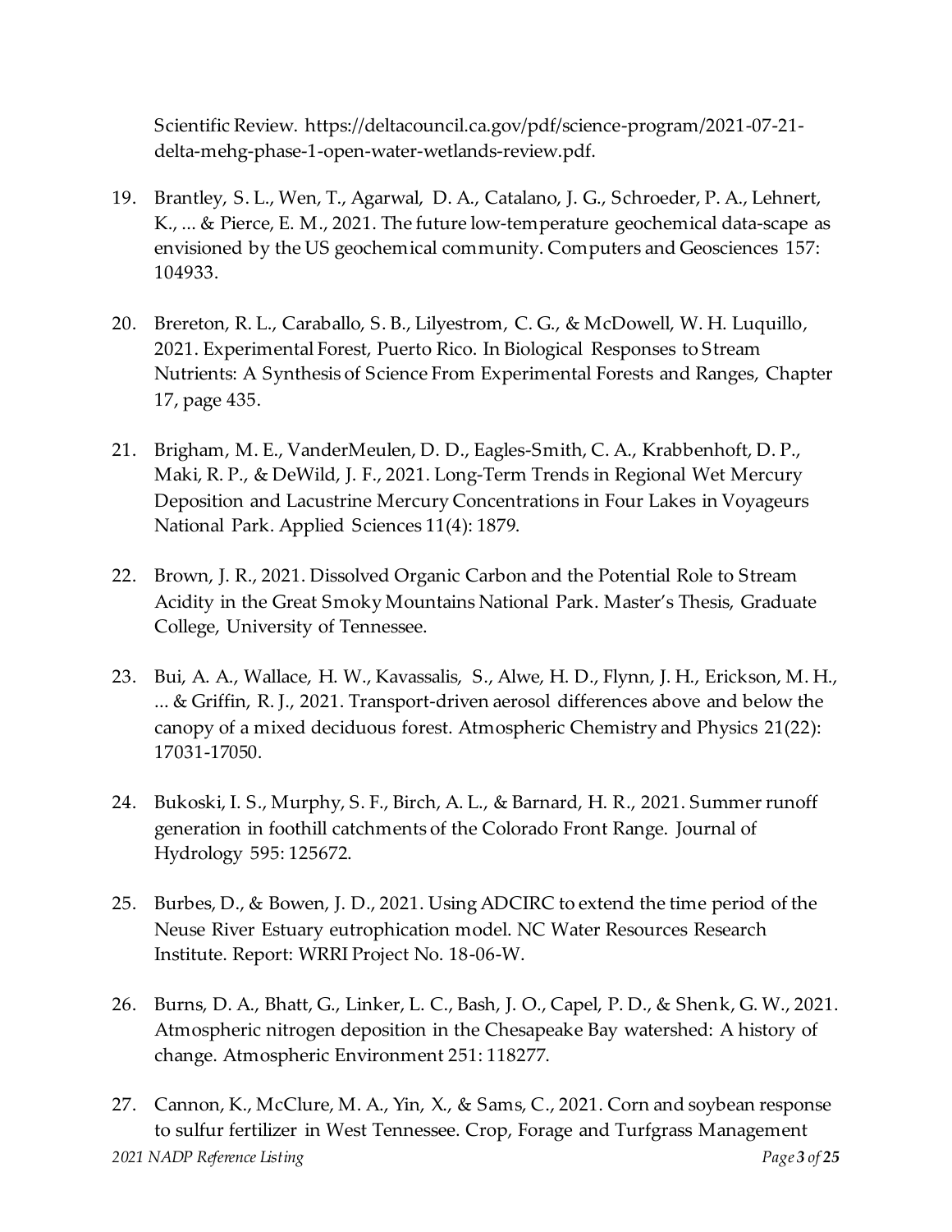Scientific Review. https://deltacouncil.ca.gov/pdf/science-program/2021-07-21-delta-mehg-phase-1-open-water-wetlands-review.pdf.

19. Brantley, S. L., Wen, T., Agarwal, D. A., Catalano, J. G., Schroeder, P. A., Lehnert, K., ... & Pierce, E. M., 2021. The future low-temperature geochemical data-scape as envisioned by the US geochemical community. Computers and Geosciences 157: 104933.

20. Brereton, R. L., Caraballo, S. B., Lilyestrom, C. G., & McDowell, W. H. Luquillo, 2021. Experimental Forest, Puerto Rico. In Biological Responses to Stream Nutrients: A Synthesis of Science From Experimental Forests and Ranges, Chapter 17, page 435.

21. Brigham, M. E., VanderMeulen, D. D., Eagles-Smith, C. A., Krabbenhoft, D. P., Maki, R. P., & DeWild, J. F., 2021. Long-Term Trends in Regional Wet Mercury Deposition and Lacustrine Mercury Concentrations in Four Lakes in Voyageurs National Park. Applied Sciences 11(4): 1879.

22. Brown, J. R., 2021. Dissolved Organic Carbon and the Potential Role to Stream Acidity in the Great Smoky Mountains National Park. Master's Thesis, Graduate College, University of Tennessee.

23. Bui, A. A., Wallace, H. W., Kavassalis, S., Alwe, H. D., Flynn, J. H., Erickson, M. H., ... & Griffin, R. J., 2021. Transport-driven aerosol differences above and below the canopy of a mixed deciduous forest. Atmospheric Chemistry and Physics 21(22): 17031-17050.

24. Bukoski, I. S., Murphy, S. F., Birch, A. L., & Barnard, H. R., 2021. Summer runoff generation in foothill catchments of the Colorado Front Range. Journal of Hydrology 595: 125672.

25. Burbes, D., & Bowen, J. D., 2021. Using ADCIRC to extend the time period of the Neuse River Estuary eutrophication model. NC Water Resources Research Institute. Report: WRRI Project No. 18-06-W.

26. Burns, D. A., Bhatt, G., Linker, L. C., Bash, J. O., Capel, P. D., & Shenk, G. W., 2021. Atmospheric nitrogen deposition in the Chesapeake Bay watershed: A history of change. Atmospheric Environment 251: 118277.

27. Cannon, K., McClure, M. A., Yin, X., & Sams, C., 2021. Corn and soybean response to sulfur fertilizer in West Tennessee. Crop, Forage and Turfgrass Management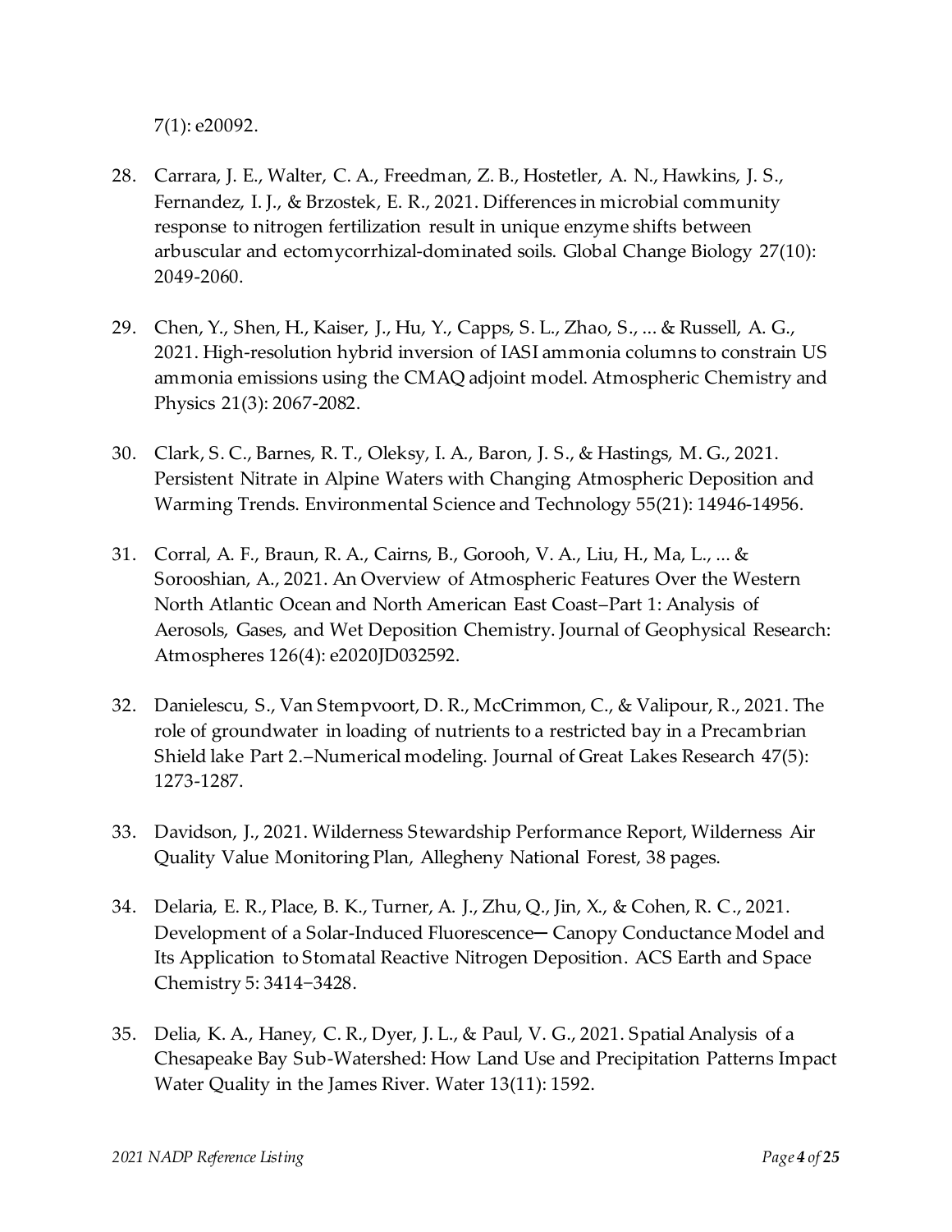7(1): e20092.

28. Carrara, J. E., Walter, C. A., Freedman, Z. B., Hostetler, A. N., Hawkins, J. S., Fernandez, I. J., & Brzostek, E. R., 2021. Differences in microbial community response to nitrogen fertilization result in unique enzyme shifts between arbuscular and ectomycorrhizal-dominated soils. Global Change Biology 27(10): 2049-2060.

29. Chen, Y., Shen, H., Kaiser, J., Hu, Y., Capps, S. L., Zhao, S., ... & Russell, A. G., 2021. High-resolution hybrid inversion of IASI ammonia columns to constrain US ammonia emissions using the CMAQ adjoint model. Atmospheric Chemistry and Physics 21(3): 2067-2082.

30. Clark, S. C., Barnes, R. T., Oleksy, I. A., Baron, J. S., & Hastings, M. G., 2021. Persistent Nitrate in Alpine Waters with Changing Atmospheric Deposition and Warming Trends. Environmental Science and Technology 55(21): 14946-14956.

31. Corral, A. F., Braun, R. A., Cairns, B., Gorooh, V. A., Liu, H., Ma, L., ... & Sorooshian, A., 2021. An Overview of Atmospheric Features Over the Western North Atlantic Ocean and North American East Coast–Part 1: Analysis of Aerosols, Gases, and Wet Deposition Chemistry. Journal of Geophysical Research: Atmospheres 126(4): e2020JD032592.

32. Danielescu, S., Van Stempvoort, D. R., McCrimmon, C., & Valipour, R., 2021. The role of groundwater in loading of nutrients to a restricted bay in a Precambrian Shield lake Part 2.–Numerical modeling. Journal of Great Lakes Research 47(5): 1273-1287.

33. Davidson, J., 2021. Wilderness Stewardship Performance Report, Wilderness Air Quality Value Monitoring Plan, Allegheny National Forest, 38 pages.

34. Delaria, E. R., Place, B. K., Turner, A. J., Zhu, Q., Jin, X., & Cohen, R. C., 2021. Development of a Solar-Induced Fluorescence─ Canopy Conductance Model and Its Application to Stomatal Reactive Nitrogen Deposition. ACS Earth and Space Chemistry 5: 3414−3428.

35. Delia, K. A., Haney, C. R., Dyer, J. L., & Paul, V. G., 2021. Spatial Analysis of a Chesapeake Bay Sub-Watershed: How Land Use and Precipitation Patterns Impact Water Quality in the James River. Water 13(11): 1592.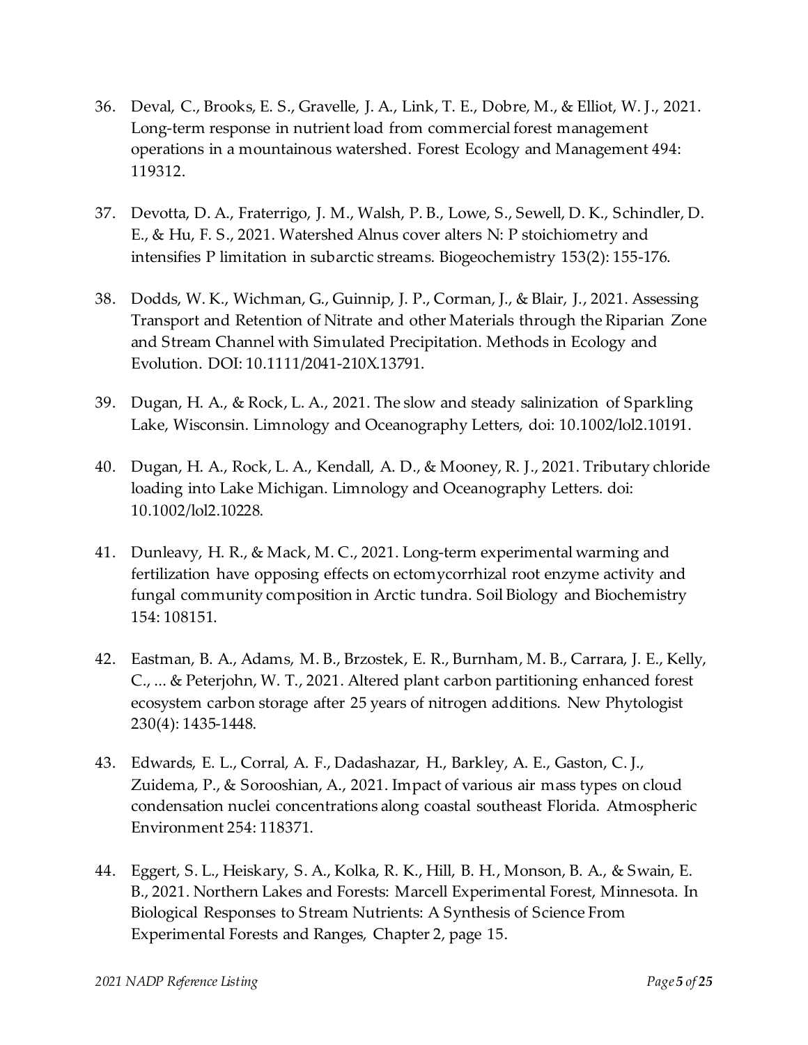36. Deval, C., Brooks, E. S., Gravelle, J. A., Link, T. E., Dobre, M., & Elliot, W. J., 2021. Long-term response in nutrient load from commercial forest management operations in a mountainous watershed. Forest Ecology and Management 494: 119312.

37. Devotta, D. A., Fraterrigo, J. M., Walsh, P. B., Lowe, S., Sewell, D. K., Schindler, D. E., & Hu, F. S., 2021. Watershed Alnus cover alters N: P stoichiometry and intensifies P limitation in subarctic streams. Biogeochemistry 153(2): 155-176.

38. Dodds, W. K., Wichman, G., Guinnip, J. P., Corman, J., & Blair, J., 2021. Assessing Transport and Retention of Nitrate and other Materials through the Riparian Zone and Stream Channel with Simulated Precipitation. Methods in Ecology and Evolution. DOI: 10.1111/2041-210X.13791.

39. Dugan, H. A., & Rock, L. A., 2021. The slow and steady salinization of Sparkling Lake, Wisconsin. Limnology and Oceanography Letters, doi: 10.1002/lol2.10191.

40. Dugan, H. A., Rock, L. A., Kendall, A. D., & Mooney, R. J., 2021. Tributary chloride loading into Lake Michigan. Limnology and Oceanography Letters. doi: 10.1002/lol2.10228.

41. Dunleavy, H. R., & Mack, M. C., 2021. Long-term experimental warming and fertilization have opposing effects on ectomycorrhizal root enzyme activity and fungal community composition in Arctic tundra. Soil Biology and Biochemistry 154: 108151.

42. Eastman, B. A., Adams, M. B., Brzostek, E. R., Burnham, M. B., Carrara, J. E., Kelly, C., ... & Peterjohn, W. T., 2021. Altered plant carbon partitioning enhanced forest ecosystem carbon storage after 25 years of nitrogen additions. New Phytologist 230(4): 1435-1448.

43. Edwards, E. L., Corral, A. F., Dadashazar, H., Barkley, A. E., Gaston, C. J., Zuidema, P., & Sorooshian, A., 2021. Impact of various air mass types on cloud condensation nuclei concentrations along coastal southeast Florida. Atmospheric Environment 254: 118371.

44. Eggert, S. L., Heiskary, S. A., Kolka, R. K., Hill, B. H., Monson, B. A., & Swain, E. B., 2021. Northern Lakes and Forests: Marcell Experimental Forest, Minnesota. In Biological Responses to Stream Nutrients: A Synthesis of Science From Experimental Forests and Ranges, Chapter 2, page 15.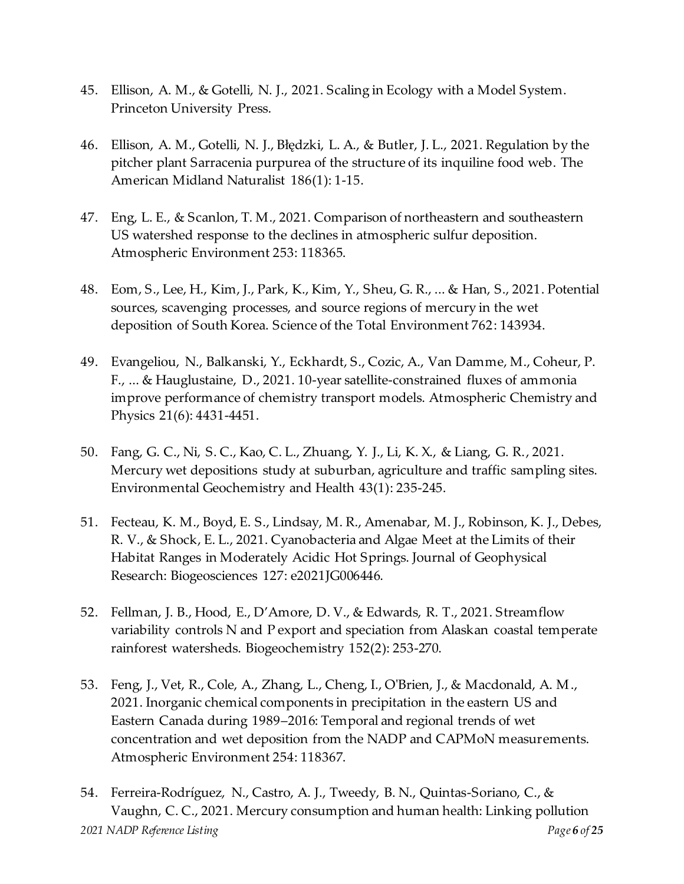45. Ellison, A. M., & Gotelli, N. J., 2021. Scaling in Ecology with a Model System. Princeton University Press.

46. Ellison, A. M., Gotelli, N. J., Błędzki, L. A., & Butler, J. L., 2021. Regulation by the pitcher plant Sarracenia purpurea of the structure of its inquiline food web. The American Midland Naturalist 186(1): 1-15.

47. Eng, L. E., & Scanlon, T. M., 2021. Comparison of northeastern and southeastern US watershed response to the declines in atmospheric sulfur deposition. Atmospheric Environment 253: 118365.

48. Eom, S., Lee, H., Kim, J., Park, K., Kim, Y., Sheu, G. R., ... & Han, S., 2021. Potential sources, scavenging processes, and source regions of mercury in the wet deposition of South Korea. Science of the Total Environment 762: 143934.

49. Evangeliou, N., Balkanski, Y., Eckhardt, S., Cozic, A., Van Damme, M., Coheur, P. F., ... & Hauglustaine, D., 2021. 10-year satellite-constrained fluxes of ammonia improve performance of chemistry transport models. Atmospheric Chemistry and Physics 21(6): 4431-4451.

50. Fang, G. C., Ni, S. C., Kao, C. L., Zhuang, Y. J., Li, K. X., & Liang, G. R., 2021. Mercury wet depositions study at suburban, agriculture and traffic sampling sites. Environmental Geochemistry and Health 43(1): 235-245.

51. Fecteau, K. M., Boyd, E. S., Lindsay, M. R., Amenabar, M. J., Robinson, K. J., Debes, R. V., & Shock, E. L., 2021. Cyanobacteria and Algae Meet at the Limits of their Habitat Ranges in Moderately Acidic Hot Springs. Journal of Geophysical Research: Biogeosciences 127: e2021JG006446.

52. Fellman, J. B., Hood, E., D'Amore, D. V., & Edwards, R. T., 2021. Streamflow variability controls N and P export and speciation from Alaskan coastal temperate rainforest watersheds. Biogeochemistry 152(2): 253-270.

53. Feng, J., Vet, R., Cole, A., Zhang, L., Cheng, I., O'Brien, J., & Macdonald, A. M., 2021. Inorganic chemical components in precipitation in the eastern US and Eastern Canada during 1989–2016: Temporal and regional trends of wet concentration and wet deposition from the NADP and CAPMoN measurements. Atmospheric Environment 254: 118367.

54. Ferreira-Rodríguez, N., Castro, A. J., Tweedy, B. N., Quintas-Soriano, C., & Vaughn, C. C., 2021. Mercury consumption and human health: Linking pollution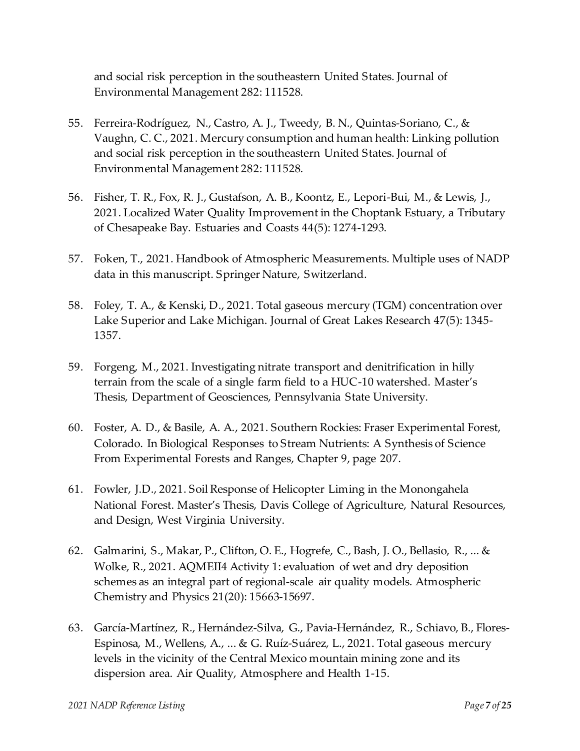and social risk perception in the southeastern United States. Journal of Environmental Management 282: 111528.

55. Ferreira-Rodríguez, N., Castro, A. J., Tweedy, B. N., Quintas-Soriano, C., & Vaughn, C. C., 2021. Mercury consumption and human health: Linking pollution and social risk perception in the southeastern United States. Journal of Environmental Management 282: 111528.

56. Fisher, T. R., Fox, R. J., Gustafson, A. B., Koontz, E., Lepori-Bui, M., & Lewis, J., 2021. Localized Water Quality Improvement in the Choptank Estuary, a Tributary of Chesapeake Bay. Estuaries and Coasts 44(5): 1274-1293.

57. Foken, T., 2021. Handbook of Atmospheric Measurements. Multiple uses of NADP data in this manuscript. Springer Nature, Switzerland.

58. Foley, T. A., & Kenski, D., 2021. Total gaseous mercury (TGM) concentration over Lake Superior and Lake Michigan. Journal of Great Lakes Research 47(5): 1345-1357.

59. Forgeng, M., 2021. Investigating nitrate transport and denitrification in hilly terrain from the scale of a single farm field to a HUC-10 watershed. Master's Thesis, Department of Geosciences, Pennsylvania State University.

60. Foster, A. D., & Basile, A. A., 2021. Southern Rockies: Fraser Experimental Forest, Colorado. In Biological Responses to Stream Nutrients: A Synthesis of Science From Experimental Forests and Ranges, Chapter 9, page 207.

61. Fowler, J.D., 2021. Soil Response of Helicopter Liming in the Monongahela National Forest. Master's Thesis, Davis College of Agriculture, Natural Resources, and Design, West Virginia University.

62. Galmarini, S., Makar, P., Clifton, O. E., Hogrefe, C., Bash, J. O., Bellasio, R., ... & Wolke, R., 2021. AQMEII4 Activity 1: evaluation of wet and dry deposition schemes as an integral part of regional-scale air quality models. Atmospheric Chemistry and Physics 21(20): 15663-15697.

63. García-Martínez, R., Hernández-Silva, G., Pavia-Hernández, R., Schiavo, B., Flores-Espinosa, M., Wellens, A., ... & G. Ruíz-Suárez, L., 2021. Total gaseous mercury levels in the vicinity of the Central Mexico mountain mining zone and its dispersion area. Air Quality, Atmosphere and Health 1-15.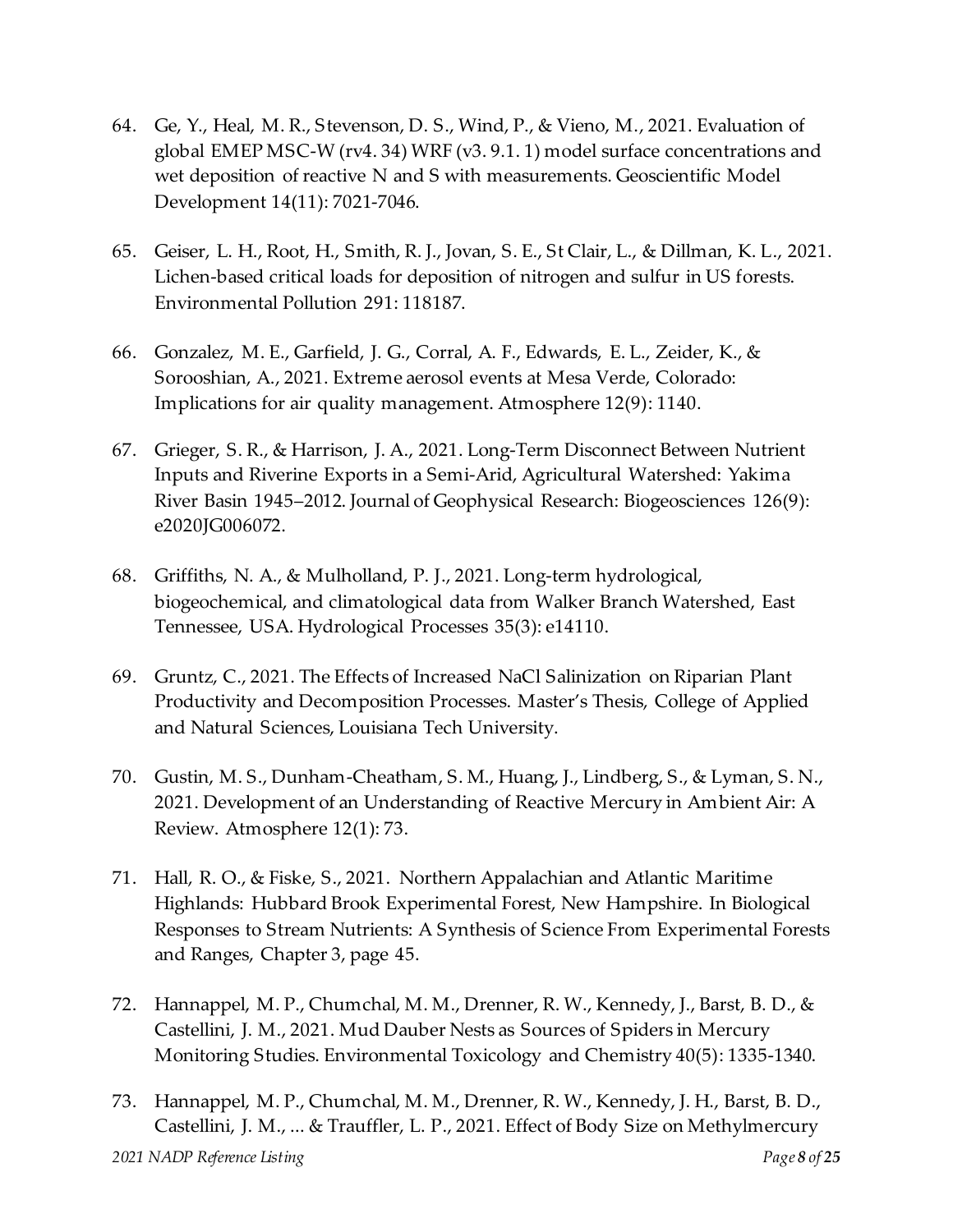64. Ge, Y., Heal, M. R., Stevenson, D. S., Wind, P., & Vieno, M., 2021. Evaluation of global EMEP MSC-W (rv4. 34) WRF (v3. 9.1. 1) model surface concentrations and wet deposition of reactive N and S with measurements. Geoscientific Model Development 14(11): 7021-7046.

65. Geiser, L. H., Root, H., Smith, R. J., Jovan, S. E., St Clair, L., & Dillman, K. L., 2021. Lichen-based critical loads for deposition of nitrogen and sulfur in US forests. Environmental Pollution 291: 118187.

66. Gonzalez, M. E., Garfield, J. G., Corral, A. F., Edwards, E. L., Zeider, K., & Sorooshian, A., 2021. Extreme aerosol events at Mesa Verde, Colorado: Implications for air quality management. Atmosphere 12(9): 1140.

67. Grieger, S. R., & Harrison, J. A., 2021. Long-Term Disconnect Between Nutrient Inputs and Riverine Exports in a Semi-Arid, Agricultural Watershed: Yakima River Basin 1945–2012. Journal of Geophysical Research: Biogeosciences 126(9): e2020JG006072.

68. Griffiths, N. A., & Mulholland, P. J., 2021. Long-term hydrological, biogeochemical, and climatological data from Walker Branch Watershed, East Tennessee, USA. Hydrological Processes 35(3): e14110.

69. Gruntz, C., 2021. The Effects of Increased NaCl Salinization on Riparian Plant Productivity and Decomposition Processes. Master's Thesis, College of Applied and Natural Sciences, Louisiana Tech University.

70. Gustin, M. S., Dunham-Cheatham, S. M., Huang, J., Lindberg, S., & Lyman, S. N., 2021. Development of an Understanding of Reactive Mercury in Ambient Air: A Review. Atmosphere 12(1): 73.

71. Hall, R. O., & Fiske, S., 2021. Northern Appalachian and Atlantic Maritime Highlands: Hubbard Brook Experimental Forest, New Hampshire. In Biological Responses to Stream Nutrients: A Synthesis of Science From Experimental Forests and Ranges, Chapter 3, page 45.

72. Hannappel, M. P., Chumchal, M. M., Drenner, R. W., Kennedy, J., Barst, B. D., & Castellini, J. M., 2021. Mud Dauber Nests as Sources of Spiders in Mercury Monitoring Studies. Environmental Toxicology and Chemistry 40(5): 1335-1340.

73. Hannappel, M. P., Chumchal, M. M., Drenner, R. W., Kennedy, J. H., Barst, B. D., Castellini, J. M., ... & Trauffler, L. P., 2021. Effect of Body Size on Methylmercury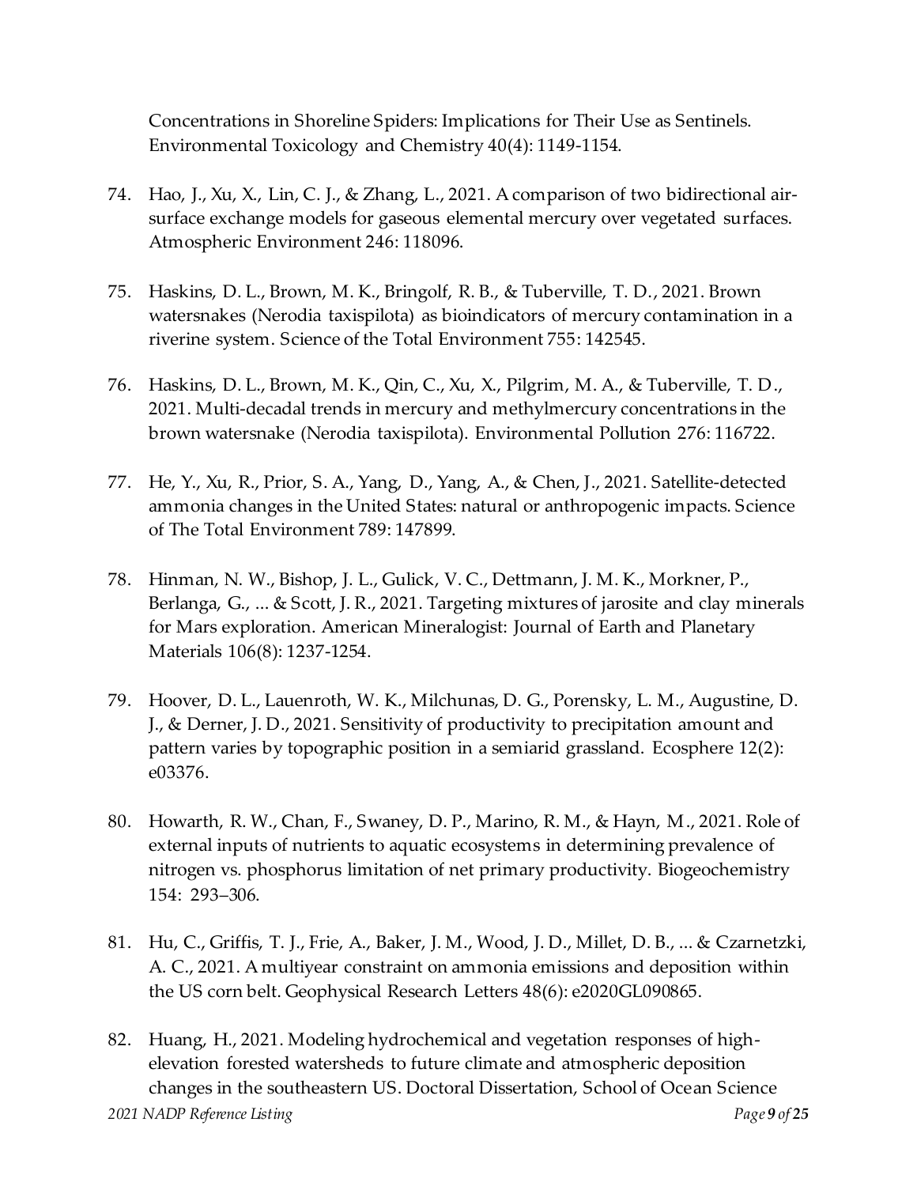Concentrations in Shoreline Spiders: Implications for Their Use as Sentinels. Environmental Toxicology and Chemistry 40(4): 1149-1154.

74. Hao, J., Xu, X., Lin, C. J., & Zhang, L., 2021. A comparison of two bidirectional air-surface exchange models for gaseous elemental mercury over vegetated surfaces. Atmospheric Environment 246: 118096.

75. Haskins, D. L., Brown, M. K., Bringolf, R. B., & Tuberville, T. D., 2021. Brown watersnakes (Nerodia taxispilota) as bioindicators of mercury contamination in a riverine system. Science of the Total Environment 755: 142545.

76. Haskins, D. L., Brown, M. K., Qin, C., Xu, X., Pilgrim, M. A., & Tuberville, T. D., 2021. Multi-decadal trends in mercury and methylmercury concentrations in the brown watersnake (Nerodia taxispilota). Environmental Pollution 276: 116722.

77. He, Y., Xu, R., Prior, S. A., Yang, D., Yang, A., & Chen, J., 2021. Satellite-detected ammonia changes in the United States: natural or anthropogenic impacts. Science of The Total Environment 789: 147899.

78. Hinman, N. W., Bishop, J. L., Gulick, V. C., Dettmann, J. M. K., Morkner, P., Berlanga, G., ... & Scott, J. R., 2021. Targeting mixtures of jarosite and clay minerals for Mars exploration. American Mineralogist: Journal of Earth and Planetary Materials 106(8): 1237-1254.

79. Hoover, D. L., Lauenroth, W. K., Milchunas, D. G., Porensky, L. M., Augustine, D. J., & Derner, J. D., 2021. Sensitivity of productivity to precipitation amount and pattern varies by topographic position in a semiarid grassland. Ecosphere 12(2): e03376.

80. Howarth, R. W., Chan, F., Swaney, D. P., Marino, R. M., & Hayn, M., 2021. Role of external inputs of nutrients to aquatic ecosystems in determining prevalence of nitrogen vs. phosphorus limitation of net primary productivity. Biogeochemistry 154: 293–306.

81. Hu, C., Griffis, T. J., Frie, A., Baker, J. M., Wood, J. D., Millet, D. B., ... & Czarnetzki, A. C., 2021. A multiyear constraint on ammonia emissions and deposition within the US corn belt. Geophysical Research Letters 48(6): e2020GL090865.

82. Huang, H., 2021. Modeling hydrochemical and vegetation responses of high-elevation forested watersheds to future climate and atmospheric deposition changes in the southeastern US. Doctoral Dissertation, School of Ocean Science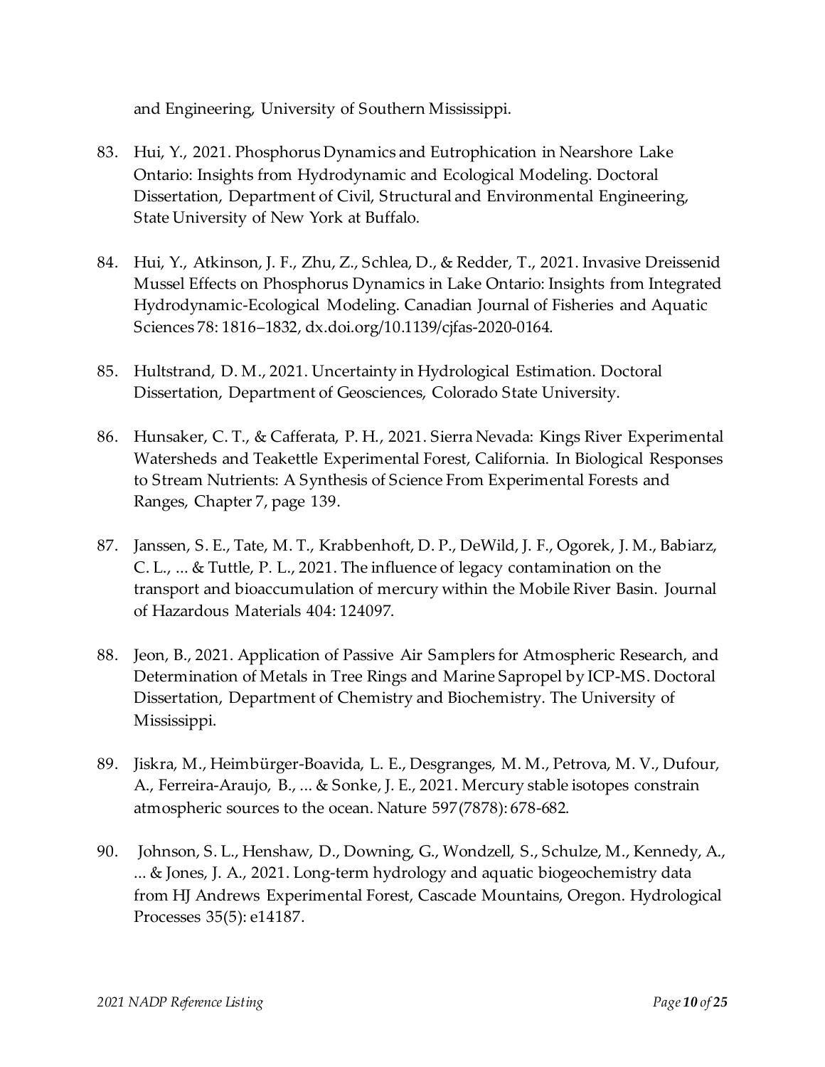and Engineering, University of Southern Mississippi.

83. Hui, Y., 2021. Phosphorus Dynamics and Eutrophication in Nearshore Lake Ontario: Insights from Hydrodynamic and Ecological Modeling. Doctoral Dissertation, Department of Civil, Structural and Environmental Engineering, State University of New York at Buffalo.

84. Hui, Y., Atkinson, J. F., Zhu, Z., Schlea, D., & Redder, T., 2021. Invasive Dreissenid Mussel Effects on Phosphorus Dynamics in Lake Ontario: Insights from Integrated Hydrodynamic-Ecological Modeling. Canadian Journal of Fisheries and Aquatic Sciences 78: 1816–1832, dx.doi.org/10.1139/cjfas-2020-0164.

85. Hultstrand, D. M., 2021. Uncertainty in Hydrological Estimation. Doctoral Dissertation, Department of Geosciences, Colorado State University.

86. Hunsaker, C. T., & Cafferata, P. H., 2021. Sierra Nevada: Kings River Experimental Watersheds and Teakettle Experimental Forest, California. In Biological Responses to Stream Nutrients: A Synthesis of Science From Experimental Forests and Ranges, Chapter 7, page 139.

87. Janssen, S. E., Tate, M. T., Krabbenhoft, D. P., DeWild, J. F., Ogorek, J. M., Babiarz, C. L., ... & Tuttle, P. L., 2021. The influence of legacy contamination on the transport and bioaccumulation of mercury within the Mobile River Basin. Journal of Hazardous Materials 404: 124097.

88. Jeon, B., 2021. Application of Passive Air Samplers for Atmospheric Research, and Determination of Metals in Tree Rings and Marine Sapropel by ICP-MS. Doctoral Dissertation, Department of Chemistry and Biochemistry. The University of Mississippi.

89. Jiskra, M., Heimbürger-Boavida, L. E., Desgranges, M. M., Petrova, M. V., Dufour, A., Ferreira-Araujo, B., ... & Sonke, J. E., 2021. Mercury stable isotopes constrain atmospheric sources to the ocean. Nature 597(7878): 678-682.

90. Johnson, S. L., Henshaw, D., Downing, G., Wondzell, S., Schulze, M., Kennedy, A., ... & Jones, J. A., 2021. Long-term hydrology and aquatic biogeochemistry data from HJ Andrews Experimental Forest, Cascade Mountains, Oregon. Hydrological Processes 35(5): e14187.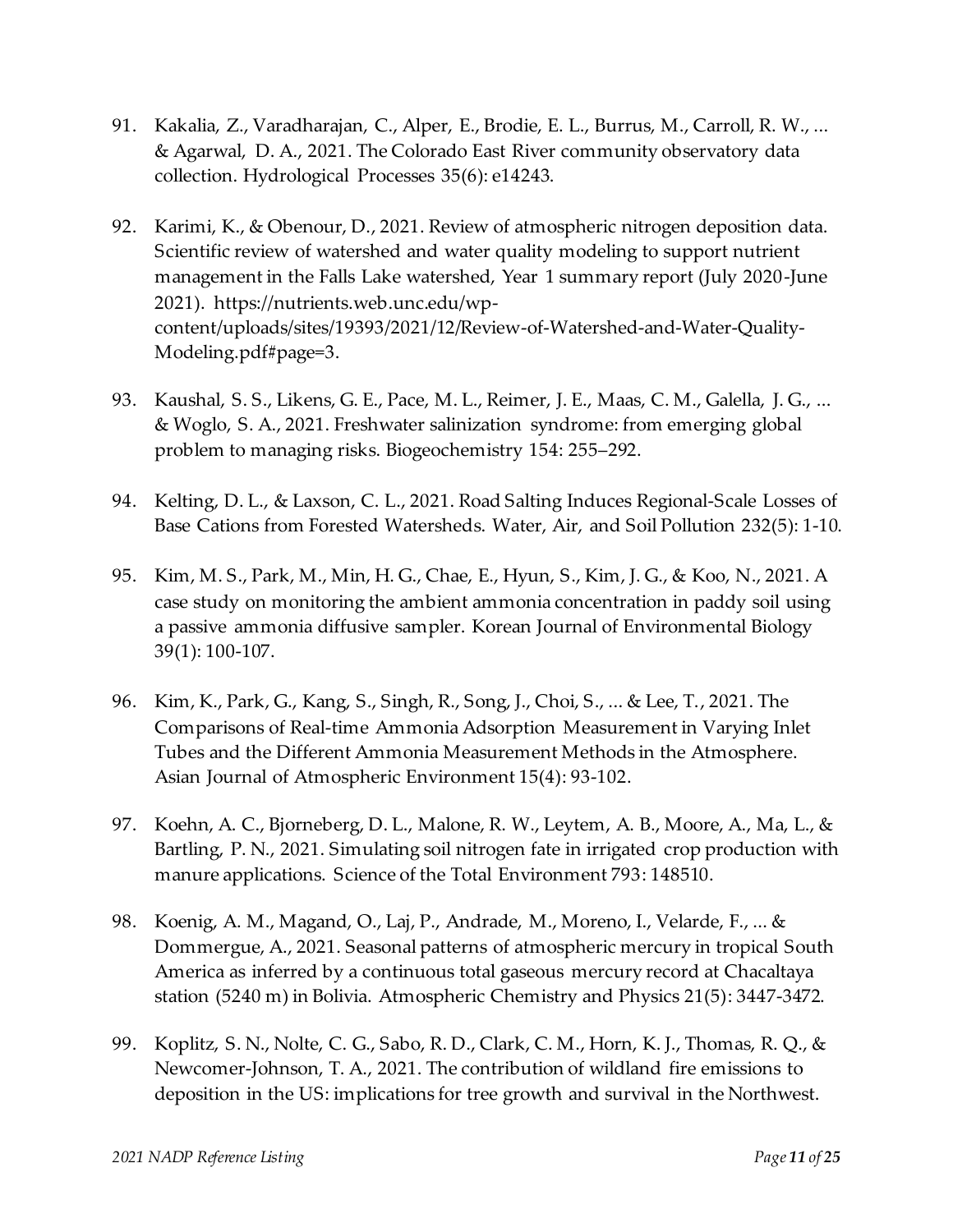91. Kakalia, Z., Varadharajan, C., Alper, E., Brodie, E. L., Burrus, M., Carroll, R. W., ... & Agarwal, D. A., 2021. The Colorado East River community observatory data collection. Hydrological Processes 35(6): e14243.

92. Karimi, K., & Obenour, D., 2021. Review of atmospheric nitrogen deposition data. Scientific review of watershed and water quality modeling to support nutrient management in the Falls Lake watershed, Year 1 summary report (July 2020-June 2021). https://nutrients.web.unc.edu/wp-content/uploads/sites/19393/2021/12/Review-of-Watershed-and-Water-Quality-Modeling.pdf#page=3.

93. Kaushal, S. S., Likens, G. E., Pace, M. L., Reimer, J. E., Maas, C. M., Galella, J. G., ... & Woglo, S. A., 2021. Freshwater salinization syndrome: from emerging global problem to managing risks. Biogeochemistry 154: 255–292.

94. Kelting, D. L., & Laxson, C. L., 2021. Road Salting Induces Regional-Scale Losses of Base Cations from Forested Watersheds. Water, Air, and Soil Pollution 232(5): 1-10.

95. Kim, M. S., Park, M., Min, H. G., Chae, E., Hyun, S., Kim, J. G., & Koo, N., 2021. A case study on monitoring the ambient ammonia concentration in paddy soil using a passive ammonia diffusive sampler. Korean Journal of Environmental Biology 39(1): 100-107.

96. Kim, K., Park, G., Kang, S., Singh, R., Song, J., Choi, S., ... & Lee, T., 2021. The Comparisons of Real-time Ammonia Adsorption Measurement in Varying Inlet Tubes and the Different Ammonia Measurement Methods in the Atmosphere. Asian Journal of Atmospheric Environment 15(4): 93-102.

97. Koehn, A. C., Bjorneberg, D. L., Malone, R. W., Leytem, A. B., Moore, A., Ma, L., & Bartling, P. N., 2021. Simulating soil nitrogen fate in irrigated crop production with manure applications. Science of the Total Environment 793: 148510.

98. Koenig, A. M., Magand, O., Laj, P., Andrade, M., Moreno, I., Velarde, F., ... & Dommergue, A., 2021. Seasonal patterns of atmospheric mercury in tropical South America as inferred by a continuous total gaseous mercury record at Chacaltaya station (5240 m) in Bolivia. Atmospheric Chemistry and Physics 21(5): 3447-3472.

99. Koplitz, S. N., Nolte, C. G., Sabo, R. D., Clark, C. M., Horn, K. J., Thomas, R. Q., & Newcomer-Johnson, T. A., 2021. The contribution of wildland fire emissions to deposition in the US: implications for tree growth and survival in the Northwest.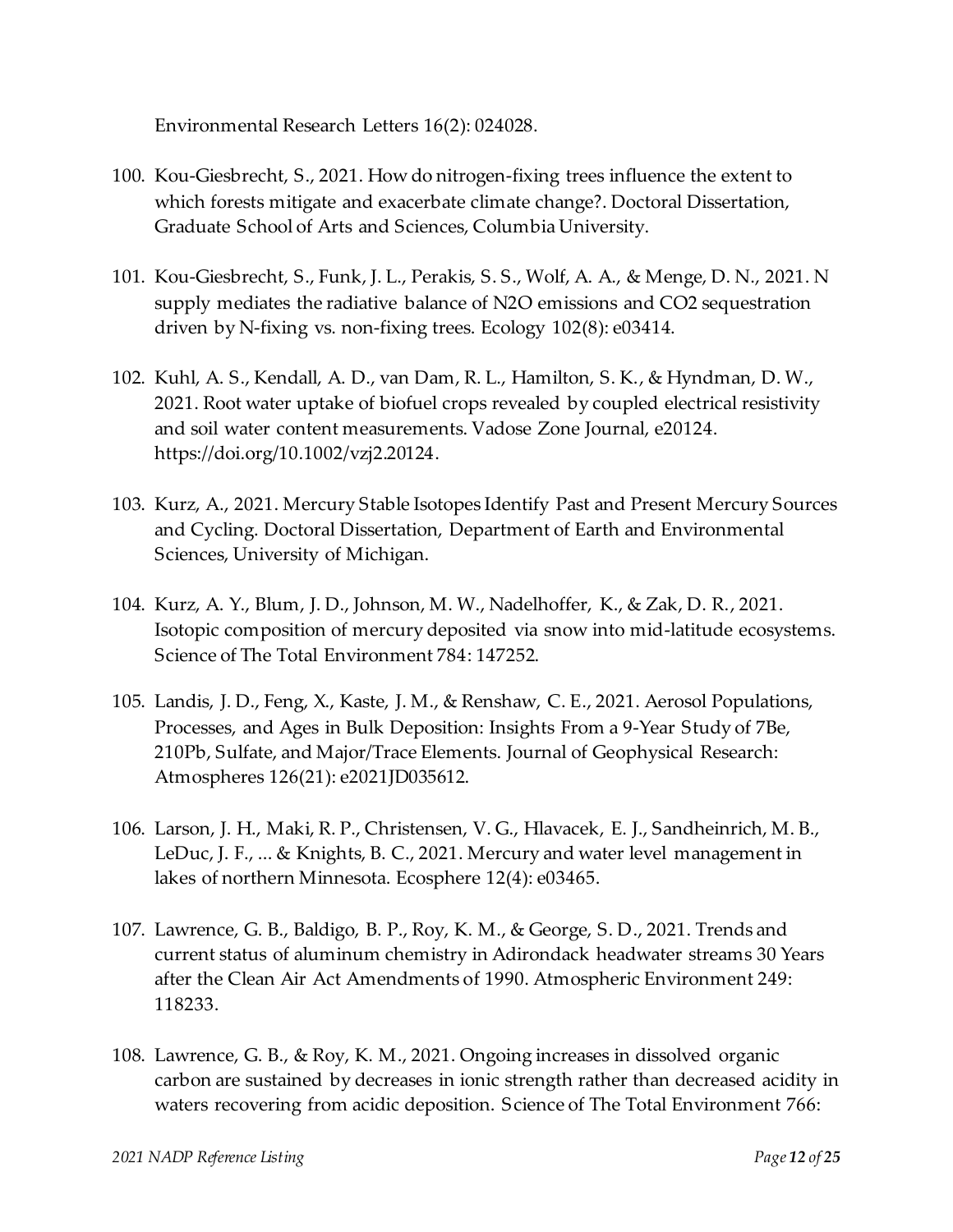Environmental Research Letters 16(2): 024028.

100. Kou-Giesbrecht, S., 2021. How do nitrogen-fixing trees influence the extent to which forests mitigate and exacerbate climate change?. Doctoral Dissertation, Graduate School of Arts and Sciences, Columbia University.

101. Kou-Giesbrecht, S., Funk, J. L., Perakis, S. S., Wolf, A. A., & Menge, D. N., 2021. N supply mediates the radiative balance of $N_2O$ emissions and $CO_2$ sequestration driven by N-fixing vs. non-fixing trees. Ecology 102(8): e03414.

102. Kuhl, A. S., Kendall, A. D., van Dam, R. L., Hamilton, S. K., & Hyndman, D. W., 2021. Root water uptake of biofuel crops revealed by coupled electrical resistivity and soil water content measurements. Vadose Zone Journal, e20124. https://doi.org/10.1002/vzj2.20124.

103. Kurz, A., 2021. Mercury Stable Isotopes Identify Past and Present Mercury Sources and Cycling. Doctoral Dissertation, Department of Earth and Environmental Sciences, University of Michigan.

104. Kurz, A. Y., Blum, J. D., Johnson, M. W., Nadelhoffer, K., & Zak, D. R., 2021. Isotopic composition of mercury deposited via snow into mid-latitude ecosystems. Science of The Total Environment 784: 147252.

105. Landis, J. D., Feng, X., Kaste, J. M., & Renshaw, C. E., 2021. Aerosol Populations, Processes, and Ages in Bulk Deposition: Insights From a 9-Year Study of 7Be, 210Pb, Sulfate, and Major/Trace Elements. Journal of Geophysical Research: Atmospheres 126(21): e2021JD035612.

106. Larson, J. H., Maki, R. P., Christensen, V. G., Hlavacek, E. J., Sandheinrich, M. B., LeDuc, J. F., ... & Knights, B. C., 2021. Mercury and water level management in lakes of northern Minnesota. Ecosphere 12(4): e03465.

107. Lawrence, G. B., Baldigo, B. P., Roy, K. M., & George, S. D., 2021. Trends and current status of aluminum chemistry in Adirondack headwater streams 30 Years after the Clean Air Act Amendments of 1990. Atmospheric Environment 249: 118233.

108. Lawrence, G. B., & Roy, K. M., 2021. Ongoing increases in dissolved organic carbon are sustained by decreases in ionic strength rather than decreased acidity in waters recovering from acidic deposition. Science of The Total Environment 766: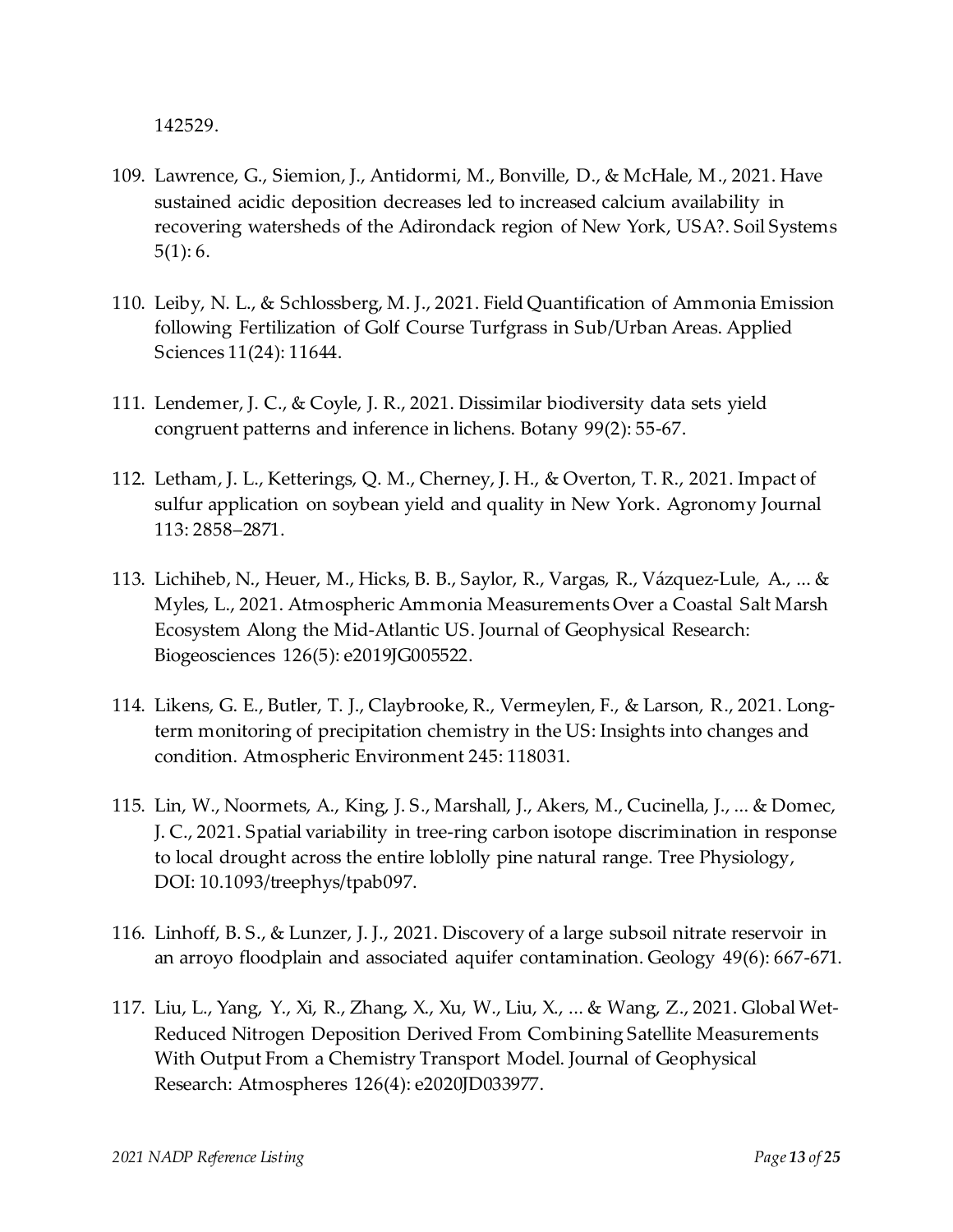142529.

109. Lawrence, G., Siemion, J., Antidormi, M., Bonville, D., & McHale, M., 2021. Have sustained acidic deposition decreases led to increased calcium availability in recovering watersheds of the Adirondack region of New York, USA?. Soil Systems 5(1): 6.

110. Leiby, N. L., & Schlossberg, M. J., 2021. Field Quantification of Ammonia Emission following Fertilization of Golf Course Turfgrass in Sub/Urban Areas. Applied Sciences 11(24): 11644.

111. Lendemer, J. C., & Coyle, J. R., 2021. Dissimilar biodiversity data sets yield congruent patterns and inference in lichens. Botany 99(2): 55-67.

112. Letham, J. L., Ketterings, Q. M., Cherney, J. H., & Overton, T. R., 2021. Impact of sulfur application on soybean yield and quality in New York. Agronomy Journal 113: 2858–2871.

113. Lichiheb, N., Heuer, M., Hicks, B. B., Saylor, R., Vargas, R., Vázquez-Lule, A., ... & Myles, L., 2021. Atmospheric Ammonia Measurements Over a Coastal Salt Marsh Ecosystem Along the Mid-Atlantic US. Journal of Geophysical Research: Biogeosciences 126(5): e2019JG005522.

114. Likens, G. E., Butler, T. J., Claybrooke, R., Vermeylen, F., & Larson, R., 2021. Long-term monitoring of precipitation chemistry in the US: Insights into changes and condition. Atmospheric Environment 245: 118031.

115. Lin, W., Noormets, A., King, J. S., Marshall, J., Akers, M., Cucinella, J., ... & Domec, J. C., 2021. Spatial variability in tree-ring carbon isotope discrimination in response to local drought across the entire loblolly pine natural range. Tree Physiology, DOI: 10.1093/treephys/tpab097.

116. Linhoff, B. S., & Lunzer, J. J., 2021. Discovery of a large subsoil nitrate reservoir in an arroyo floodplain and associated aquifer contamination. Geology 49(6): 667-671.

117. Liu, L., Yang, Y., Xi, R., Zhang, X., Xu, W., Liu, X., ... & Wang, Z., 2021. Global Wet-Reduced Nitrogen Deposition Derived From Combining Satellite Measurements With Output From a Chemistry Transport Model. Journal of Geophysical Research: Atmospheres 126(4): e2020JD033977.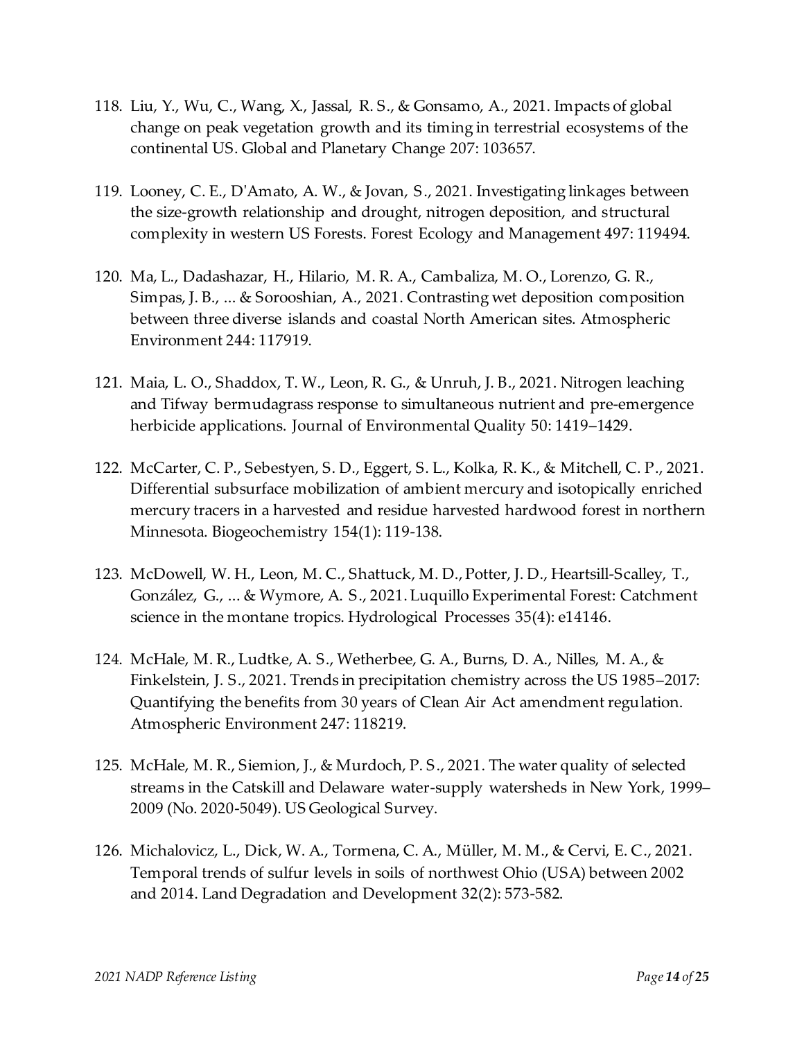118. Liu, Y., Wu, C., Wang, X., Jassal, R. S., & Gonsamo, A., 2021. Impacts of global change on peak vegetation growth and its timing in terrestrial ecosystems of the continental US. Global and Planetary Change 207: 103657.

119. Looney, C. E., D'Amato, A. W., & Jovan, S., 2021. Investigating linkages between the size-growth relationship and drought, nitrogen deposition, and structural complexity in western US Forests. Forest Ecology and Management 497: 119494.

120. Ma, L., Dadashazar, H., Hilario, M. R. A., Cambaliza, M. O., Lorenzo, G. R., Simpas, J. B., ... & Sorooshian, A., 2021. Contrasting wet deposition composition between three diverse islands and coastal North American sites. Atmospheric Environment 244: 117919.

121. Maia, L. O., Shaddox, T. W., Leon, R. G., & Unruh, J. B., 2021. Nitrogen leaching and Tifway bermudagrass response to simultaneous nutrient and pre-emergence herbicide applications. Journal of Environmental Quality 50: 1419–1429.

122. McCarter, C. P., Sebestyen, S. D., Eggert, S. L., Kolka, R. K., & Mitchell, C. P., 2021. Differential subsurface mobilization of ambient mercury and isotopically enriched mercury tracers in a harvested and residue harvested hardwood forest in northern Minnesota. Biogeochemistry 154(1): 119-138.

123. McDowell, W. H., Leon, M. C., Shattuck, M. D., Potter, J. D., Heartsill-Scalley, T., González, G., ... & Wymore, A. S., 2021. Luquillo Experimental Forest: Catchment science in the montane tropics. Hydrological Processes 35(4): e14146.

124. McHale, M. R., Ludtke, A. S., Wetherbee, G. A., Burns, D. A., Nilles, M. A., & Finkelstein, J. S., 2021. Trends in precipitation chemistry across the US 1985–2017: Quantifying the benefits from 30 years of Clean Air Act amendment regulation. Atmospheric Environment 247: 118219.

125. McHale, M. R., Siemion, J., & Murdoch, P. S., 2021. The water quality of selected streams in the Catskill and Delaware water-supply watersheds in New York, 1999–2009 (No. 2020-5049). US Geological Survey.

126. Michalovicz, L., Dick, W. A., Tormena, C. A., Müller, M. M., & Cervi, E. C., 2021. Temporal trends of sulfur levels in soils of northwest Ohio (USA) between 2002 and 2014. Land Degradation and Development 32(2): 573-582.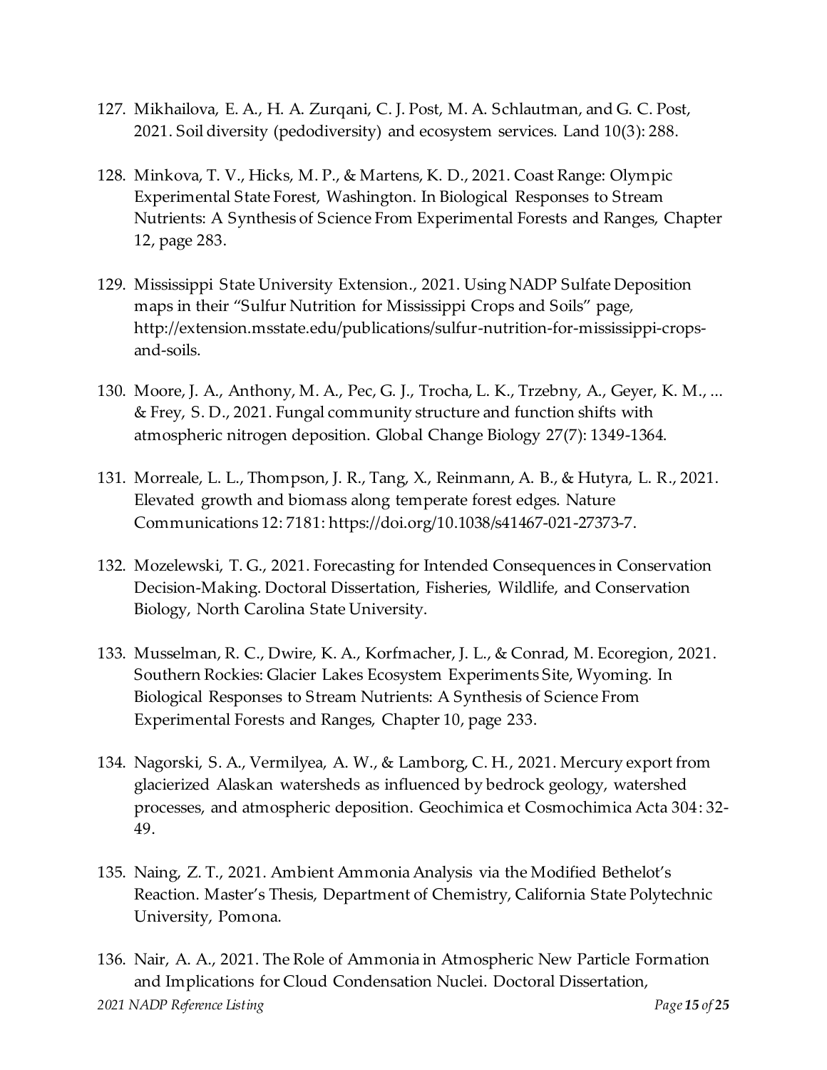127. Mikhailova, E. A., H. A. Zurqani, C. J. Post, M. A. Schlautman, and G. C. Post, 2021. Soil diversity (pedodiversity) and ecosystem services. Land 10(3): 288.

128. Minkova, T. V., Hicks, M. P., & Martens, K. D., 2021. Coast Range: Olympic Experimental State Forest, Washington. In Biological Responses to Stream Nutrients: A Synthesis of Science From Experimental Forests and Ranges, Chapter 12, page 283.

129. Mississippi State University Extension., 2021. Using NADP Sulfate Deposition maps in their "Sulfur Nutrition for Mississippi Crops and Soils" page, http://extension.msstate.edu/publications/sulfur-nutrition-for-mississippi-crops-and-soils.

130. Moore, J. A., Anthony, M. A., Pec, G. J., Trocha, L. K., Trzebny, A., Geyer, K. M., ... & Frey, S. D., 2021. Fungal community structure and function shifts with atmospheric nitrogen deposition. Global Change Biology 27(7): 1349-1364.

131. Morreale, L. L., Thompson, J. R., Tang, X., Reinmann, A. B., & Hutyra, L. R., 2021. Elevated growth and biomass along temperate forest edges. Nature Communications 12: 7181: https://doi.org/10.1038/s41467-021-27373-7.

132. Mozelewski, T. G., 2021. Forecasting for Intended Consequences in Conservation Decision-Making. Doctoral Dissertation, Fisheries, Wildlife, and Conservation Biology, North Carolina State University.

133. Musselman, R. C., Dwire, K. A., Korfmacher, J. L., & Conrad, M. Ecoregion, 2021. Southern Rockies: Glacier Lakes Ecosystem Experiments Site, Wyoming. In Biological Responses to Stream Nutrients: A Synthesis of Science From Experimental Forests and Ranges, Chapter 10, page 233.

134. Nagorski, S. A., Vermilyea, A. W., & Lamborg, C. H., 2021. Mercury export from glacierized Alaskan watersheds as influenced by bedrock geology, watershed processes, and atmospheric deposition. Geochimica et Cosmochimica Acta 304: 32-49.

135. Naing, Z. T., 2021. Ambient Ammonia Analysis via the Modified Bethelot's Reaction. Master's Thesis, Department of Chemistry, California State Polytechnic University, Pomona.

136. Nair, A. A., 2021. The Role of Ammonia in Atmospheric New Particle Formation and Implications for Cloud Condensation Nuclei. Doctoral Dissertation,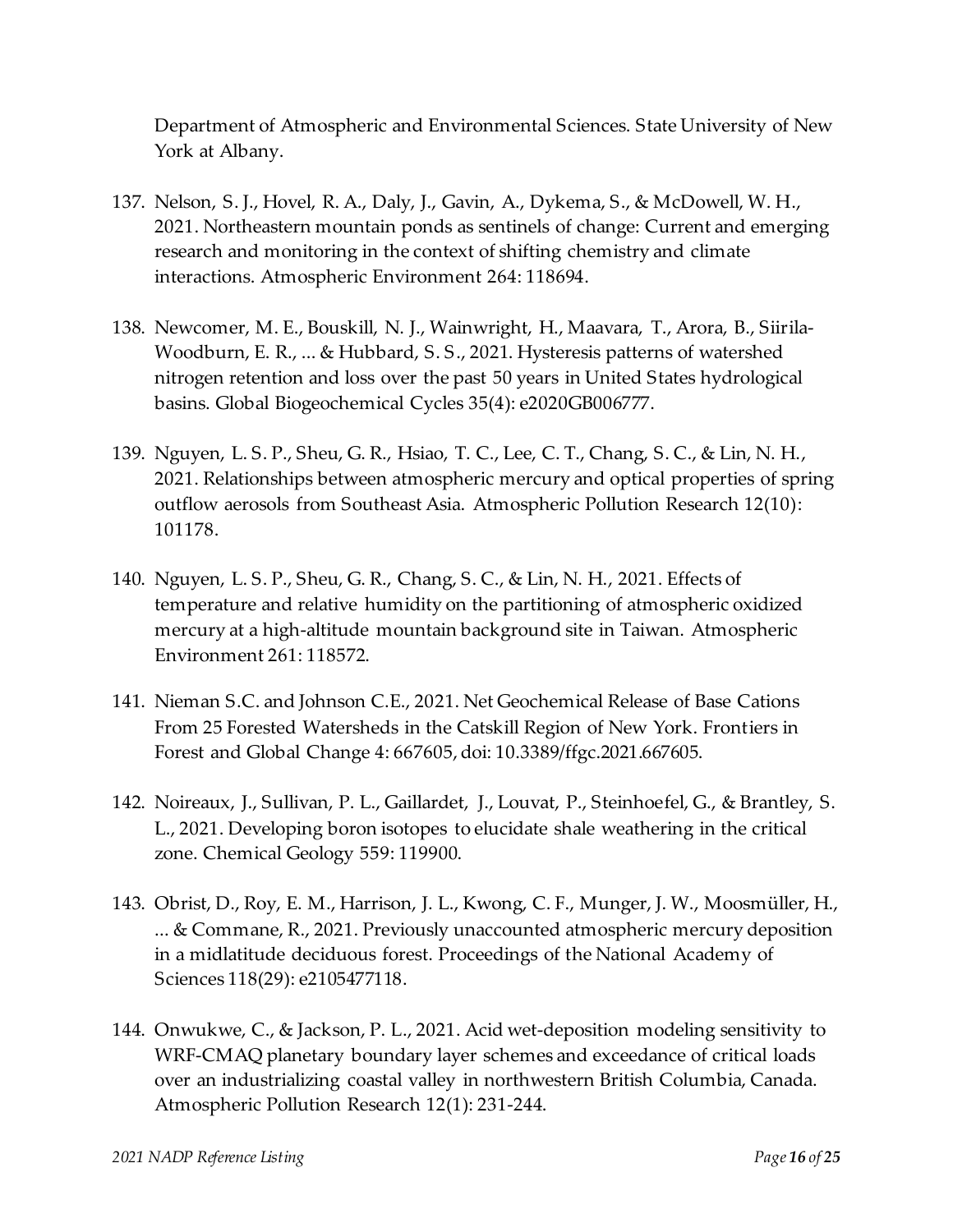Department of Atmospheric and Environmental Sciences. State University of New York at Albany.

137. Nelson, S. J., Hovel, R. A., Daly, J., Gavin, A., Dykema, S., & McDowell, W. H., 2021. Northeastern mountain ponds as sentinels of change: Current and emerging research and monitoring in the context of shifting chemistry and climate interactions. Atmospheric Environment 264: 118694.

138. Newcomer, M. E., Bouskill, N. J., Wainwright, H., Maavara, T., Arora, B., Siirila-Woodburn, E. R., ... & Hubbard, S. S., 2021. Hysteresis patterns of watershed nitrogen retention and loss over the past 50 years in United States hydrological basins. Global Biogeochemical Cycles 35(4): e2020GB006777.

139. Nguyen, L. S. P., Sheu, G. R., Hsiao, T. C., Lee, C. T., Chang, S. C., & Lin, N. H., 2021. Relationships between atmospheric mercury and optical properties of spring outflow aerosols from Southeast Asia. Atmospheric Pollution Research 12(10): 101178.

140. Nguyen, L. S. P., Sheu, G. R., Chang, S. C., & Lin, N. H., 2021. Effects of temperature and relative humidity on the partitioning of atmospheric oxidized mercury at a high-altitude mountain background site in Taiwan. Atmospheric Environment 261: 118572.

141. Nieman S.C. and Johnson C.E., 2021. Net Geochemical Release of Base Cations From 25 Forested Watersheds in the Catskill Region of New York. Frontiers in Forest and Global Change 4: 667605, doi: 10.3389/ffgc.2021.667605.

142. Noireaux, J., Sullivan, P. L., Gaillardet, J., Louvat, P., Steinhoefel, G., & Brantley, S. L., 2021. Developing boron isotopes to elucidate shale weathering in the critical zone. Chemical Geology 559: 119900.

143. Obrist, D., Roy, E. M., Harrison, J. L., Kwong, C. F., Munger, J. W., Moosmüller, H., ... & Commane, R., 2021. Previously unaccounted atmospheric mercury deposition in a midlatitude deciduous forest. Proceedings of the National Academy of Sciences 118(29): e2105477118.

144. Onwukwe, C., & Jackson, P. L., 2021. Acid wet-deposition modeling sensitivity to WRF-CMAQ planetary boundary layer schemes and exceedance of critical loads over an industrializing coastal valley in northwestern British Columbia, Canada. Atmospheric Pollution Research 12(1): 231-244.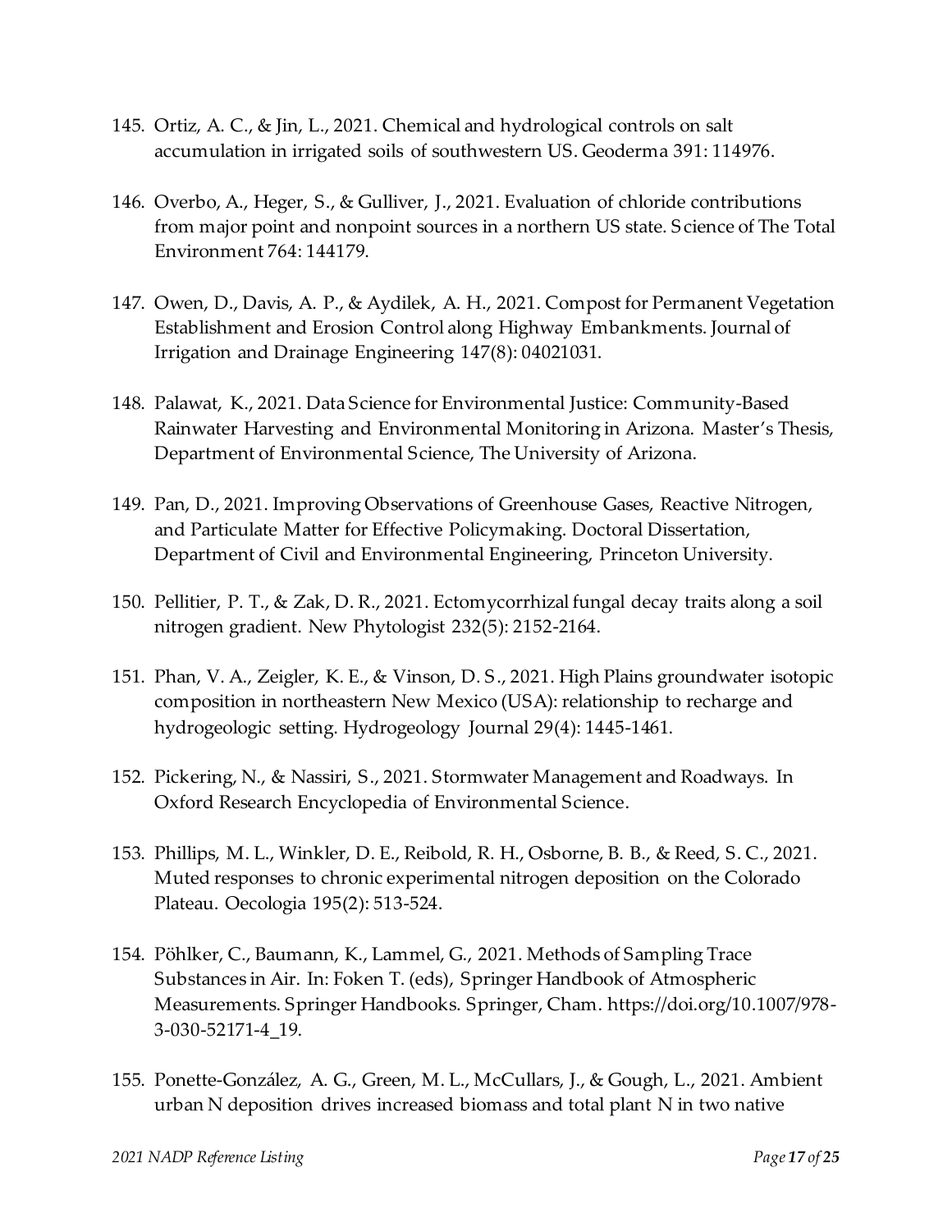145. Ortiz, A. C., & Jin, L., 2021. Chemical and hydrological controls on salt accumulation in irrigated soils of southwestern US. Geoderma 391: 114976.

146. Overbo, A., Heger, S., & Gulliver, J., 2021. Evaluation of chloride contributions from major point and nonpoint sources in a northern US state. Science of The Total Environment 764: 144179.

147. Owen, D., Davis, A. P., & Aydilek, A. H., 2021. Compost for Permanent Vegetation Establishment and Erosion Control along Highway Embankments. Journal of Irrigation and Drainage Engineering 147(8): 04021031.

148. Palawat, K., 2021. Data Science for Environmental Justice: Community-Based Rainwater Harvesting and Environmental Monitoring in Arizona. Master's Thesis, Department of Environmental Science, The University of Arizona.

149. Pan, D., 2021. Improving Observations of Greenhouse Gases, Reactive Nitrogen, and Particulate Matter for Effective Policymaking. Doctoral Dissertation, Department of Civil and Environmental Engineering, Princeton University.

150. Pellitier, P. T., & Zak, D. R., 2021. Ectomycorrhizal fungal decay traits along a soil nitrogen gradient. New Phytologist 232(5): 2152-2164.

151. Phan, V. A., Zeigler, K. E., & Vinson, D. S., 2021. High Plains groundwater isotopic composition in northeastern New Mexico (USA): relationship to recharge and hydrogeologic setting. Hydrogeology Journal 29(4): 1445-1461.

152. Pickering, N., & Nassiri, S., 2021. Stormwater Management and Roadways. In Oxford Research Encyclopedia of Environmental Science.

153. Phillips, M. L., Winkler, D. E., Reibold, R. H., Osborne, B. B., & Reed, S. C., 2021. Muted responses to chronic experimental nitrogen deposition on the Colorado Plateau. Oecologia 195(2): 513-524.

154. Pöhlker, C., Baumann, K., Lammel, G., 2021. Methods of Sampling Trace Substances in Air. In: Foken T. (eds), Springer Handbook of Atmospheric Measurements. Springer Handbooks. Springer, Cham. https://doi.org/10.1007/978-3-030-52171-4_19.

155. Ponette-González, A. G., Green, M. L., McCullars, J., & Gough, L., 2021. Ambient urban N deposition drives increased biomass and total plant N in two native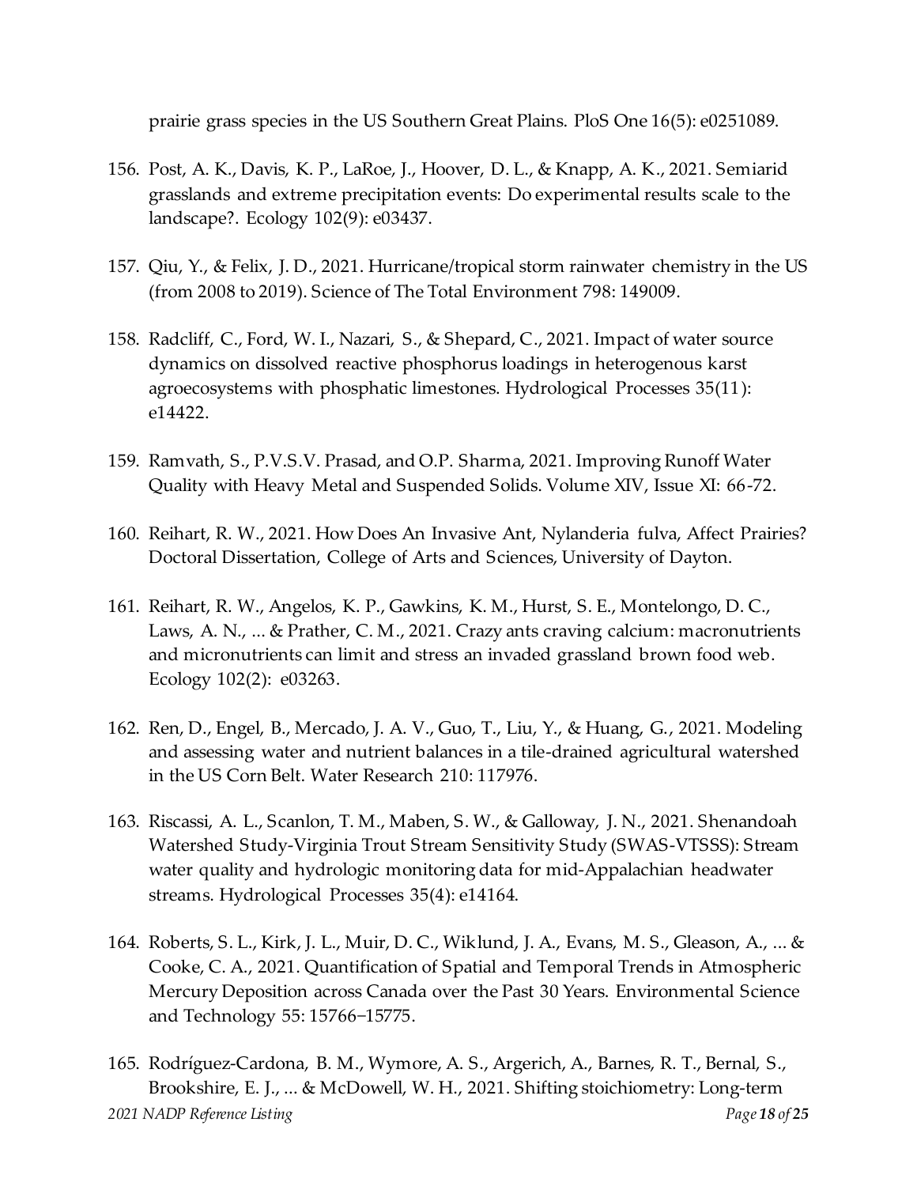prairie grass species in the US Southern Great Plains. PloS One 16(5): e0251089.

156. Post, A. K., Davis, K. P., LaRoe, J., Hoover, D. L., & Knapp, A. K., 2021. Semiarid grasslands and extreme precipitation events: Do experimental results scale to the landscape?. Ecology 102(9): e03437.

157. Qiu, Y., & Felix, J. D., 2021. Hurricane/tropical storm rainwater chemistry in the US (from 2008 to 2019). Science of The Total Environment 798: 149009.

158. Radcliff, C., Ford, W. I., Nazari, S., & Shepard, C., 2021. Impact of water source dynamics on dissolved reactive phosphorus loadings in heterogenous karst agroecosystems with phosphatic limestones. Hydrological Processes 35(11): e14422.

159. Ramvath, S., P.V.S.V. Prasad, and O.P. Sharma, 2021. Improving Runoff Water Quality with Heavy Metal and Suspended Solids. Volume XIV, Issue XI: 66-72.

160. Reihart, R. W., 2021. How Does An Invasive Ant, Nylanderia fulva, Affect Prairies? Doctoral Dissertation, College of Arts and Sciences, University of Dayton.

161. Reihart, R. W., Angelos, K. P., Gawkins, K. M., Hurst, S. E., Montelongo, D. C., Laws, A. N., ... & Prather, C. M., 2021. Crazy ants craving calcium: macronutrients and micronutrients can limit and stress an invaded grassland brown food web. Ecology 102(2): e03263.

162. Ren, D., Engel, B., Mercado, J. A. V., Guo, T., Liu, Y., & Huang, G., 2021. Modeling and assessing water and nutrient balances in a tile-drained agricultural watershed in the US Corn Belt. Water Research 210: 117976.

163. Riscassi, A. L., Scanlon, T. M., Maben, S. W., & Galloway, J. N., 2021. Shenandoah Watershed Study-Virginia Trout Stream Sensitivity Study (SWAS-VTSSS): Stream water quality and hydrologic monitoring data for mid-Appalachian headwater streams. Hydrological Processes 35(4): e14164.

164. Roberts, S. L., Kirk, J. L., Muir, D. C., Wiklund, J. A., Evans, M. S., Gleason, A., ... & Cooke, C. A., 2021. Quantification of Spatial and Temporal Trends in Atmospheric Mercury Deposition across Canada over the Past 30 Years. Environmental Science and Technology 55: 15766−15775.

165. Rodríguez-Cardona, B. M., Wymore, A. S., Argerich, A., Barnes, R. T., Bernal, S., Brookshire, E. J., ... & McDowell, W. H., 2021. Shifting stoichiometry: Long-term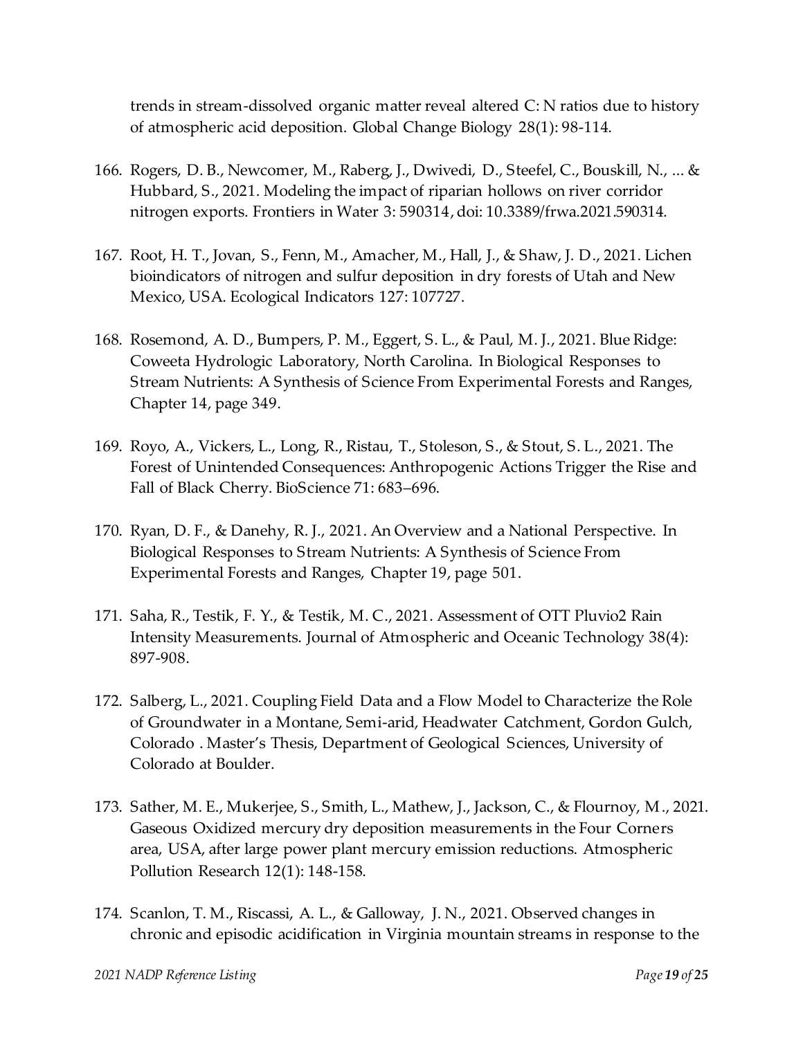trends in stream-dissolved organic matter reveal altered C: N ratios due to history of atmospheric acid deposition. Global Change Biology 28(1): 98-114.

166. Rogers, D. B., Newcomer, M., Raberg, J., Dwivedi, D., Steefel, C., Bouskill, N., ... & Hubbard, S., 2021. Modeling the impact of riparian hollows on river corridor nitrogen exports. Frontiers in Water 3: 590314, doi: 10.3389/frwa.2021.590314.

167. Root, H. T., Jovan, S., Fenn, M., Amacher, M., Hall, J., & Shaw, J. D., 2021. Lichen bioindicators of nitrogen and sulfur deposition in dry forests of Utah and New Mexico, USA. Ecological Indicators 127: 107727.

168. Rosemond, A. D., Bumpers, P. M., Eggert, S. L., & Paul, M. J., 2021. Blue Ridge: Coweeta Hydrologic Laboratory, North Carolina. In Biological Responses to Stream Nutrients: A Synthesis of Science From Experimental Forests and Ranges, Chapter 14, page 349.

169. Royo, A., Vickers, L., Long, R., Ristau, T., Stoleson, S., & Stout, S. L., 2021. The Forest of Unintended Consequences: Anthropogenic Actions Trigger the Rise and Fall of Black Cherry. BioScience 71: 683–696.

170. Ryan, D. F., & Danehy, R. J., 2021. An Overview and a National Perspective. In Biological Responses to Stream Nutrients: A Synthesis of Science From Experimental Forests and Ranges, Chapter 19, page 501.

171. Saha, R., Testik, F. Y., & Testik, M. C., 2021. Assessment of OTT Pluvio2 Rain Intensity Measurements. Journal of Atmospheric and Oceanic Technology 38(4): 897-908.

172. Salberg, L., 2021. Coupling Field Data and a Flow Model to Characterize the Role of Groundwater in a Montane, Semi-arid, Headwater Catchment, Gordon Gulch, Colorado . Master's Thesis, Department of Geological Sciences, University of Colorado at Boulder.

173. Sather, M. E., Mukerjee, S., Smith, L., Mathew, J., Jackson, C., & Flournoy, M., 2021. Gaseous Oxidized mercury dry deposition measurements in the Four Corners area, USA, after large power plant mercury emission reductions. Atmospheric Pollution Research 12(1): 148-158.

174. Scanlon, T. M., Riscassi, A. L., & Galloway, J. N., 2021. Observed changes in chronic and episodic acidification in Virginia mountain streams in response to the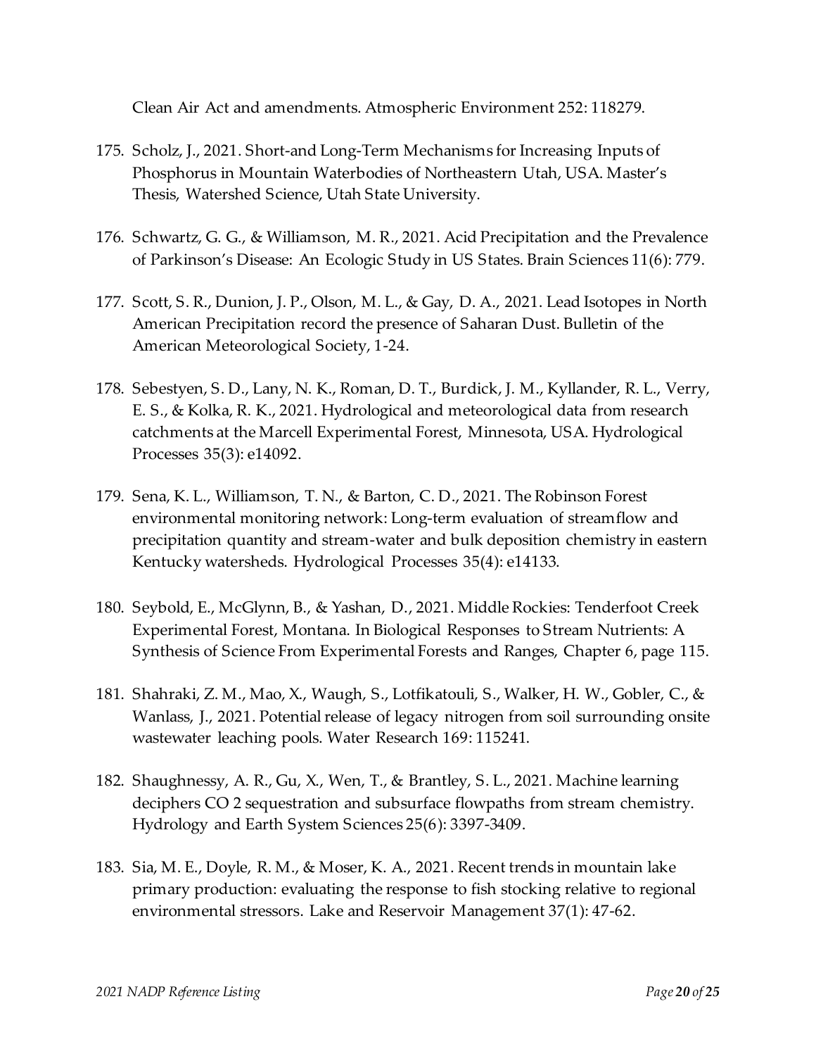Clean Air Act and amendments. Atmospheric Environment 252: 118279.

175. Scholz, J., 2021. Short-and Long-Term Mechanisms for Increasing Inputs of Phosphorus in Mountain Waterbodies of Northeastern Utah, USA. Master's Thesis, Watershed Science, Utah State University.

176. Schwartz, G. G., & Williamson, M. R., 2021. Acid Precipitation and the Prevalence of Parkinson's Disease: An Ecologic Study in US States. Brain Sciences 11(6): 779.

177. Scott, S. R., Dunion, J. P., Olson, M. L., & Gay, D. A., 2021. Lead Isotopes in North American Precipitation record the presence of Saharan Dust. Bulletin of the American Meteorological Society, 1-24.

178. Sebestyen, S. D., Lany, N. K., Roman, D. T., Burdick, J. M., Kyllander, R. L., Verry, E. S., & Kolka, R. K., 2021. Hydrological and meteorological data from research catchments at the Marcell Experimental Forest, Minnesota, USA. Hydrological Processes 35(3): e14092.

179. Sena, K. L., Williamson, T. N., & Barton, C. D., 2021. The Robinson Forest environmental monitoring network: Long-term evaluation of streamflow and precipitation quantity and stream-water and bulk deposition chemistry in eastern Kentucky watersheds. Hydrological Processes 35(4): e14133.

180. Seybold, E., McGlynn, B., & Yashan, D., 2021. Middle Rockies: Tenderfoot Creek Experimental Forest, Montana. In Biological Responses to Stream Nutrients: A Synthesis of Science From Experimental Forests and Ranges, Chapter 6, page 115.

181. Shahraki, Z. M., Mao, X., Waugh, S., Lotfikatouli, S., Walker, H. W., Gobler, C., & Wanlass, J., 2021. Potential release of legacy nitrogen from soil surrounding onsite wastewater leaching pools. Water Research 169: 115241.

182. Shaughnessy, A. R., Gu, X., Wen, T., & Brantley, S. L., 2021. Machine learning deciphers CO 2 sequestration and subsurface flowpaths from stream chemistry. Hydrology and Earth System Sciences 25(6): 3397-3409.

183. Sia, M. E., Doyle, R. M., & Moser, K. A., 2021. Recent trends in mountain lake primary production: evaluating the response to fish stocking relative to regional environmental stressors. Lake and Reservoir Management 37(1): 47-62.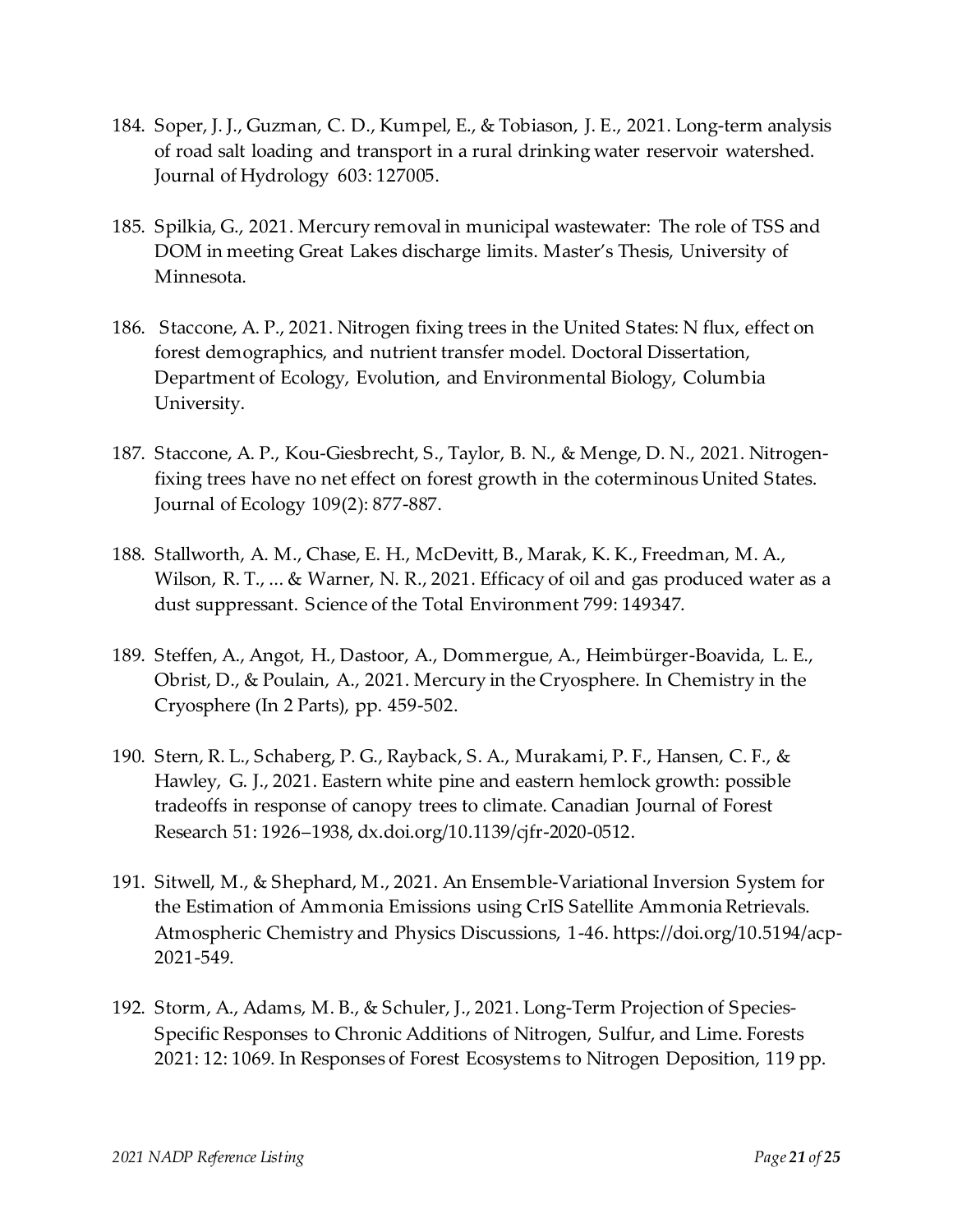184. Soper, J. J., Guzman, C. D., Kumpel, E., & Tobiason, J. E., 2021. Long-term analysis of road salt loading and transport in a rural drinking water reservoir watershed. Journal of Hydrology 603: 127005.

185. Spilkia, G., 2021. Mercury removal in municipal wastewater: The role of TSS and DOM in meeting Great Lakes discharge limits. Master's Thesis, University of Minnesota.

186. Staccone, A. P., 2021. Nitrogen fixing trees in the United States: N flux, effect on forest demographics, and nutrient transfer model. Doctoral Dissertation, Department of Ecology, Evolution, and Environmental Biology, Columbia University.

187. Staccone, A. P., Kou-Giesbrecht, S., Taylor, B. N., & Menge, D. N., 2021. Nitrogen-fixing trees have no net effect on forest growth in the coterminous United States. Journal of Ecology 109(2): 877-887.

188. Stallworth, A. M., Chase, E. H., McDevitt, B., Marak, K. K., Freedman, M. A., Wilson, R. T., ... & Warner, N. R., 2021. Efficacy of oil and gas produced water as a dust suppressant. Science of the Total Environment 799: 149347.

189. Steffen, A., Angot, H., Dastoor, A., Dommergue, A., Heimbürger-Boavida, L. E., Obrist, D., & Poulain, A., 2021. Mercury in the Cryosphere. In Chemistry in the Cryosphere (In 2 Parts), pp. 459-502.

190. Stern, R. L., Schaberg, P. G., Rayback, S. A., Murakami, P. F., Hansen, C. F., & Hawley, G. J., 2021. Eastern white pine and eastern hemlock growth: possible tradeoffs in response of canopy trees to climate. Canadian Journal of Forest Research 51: 1926–1938, dx.doi.org/10.1139/cjfr-2020-0512.

191. Sitwell, M., & Shephard, M., 2021. An Ensemble-Variational Inversion System for the Estimation of Ammonia Emissions using CrIS Satellite Ammonia Retrievals. Atmospheric Chemistry and Physics Discussions, 1-46. https://doi.org/10.5194/acp-2021-549.

192. Storm, A., Adams, M. B., & Schuler, J., 2021. Long-Term Projection of Species-Specific Responses to Chronic Additions of Nitrogen, Sulfur, and Lime. Forests 2021: 12: 1069. In Responses of Forest Ecosystems to Nitrogen Deposition, 119 pp.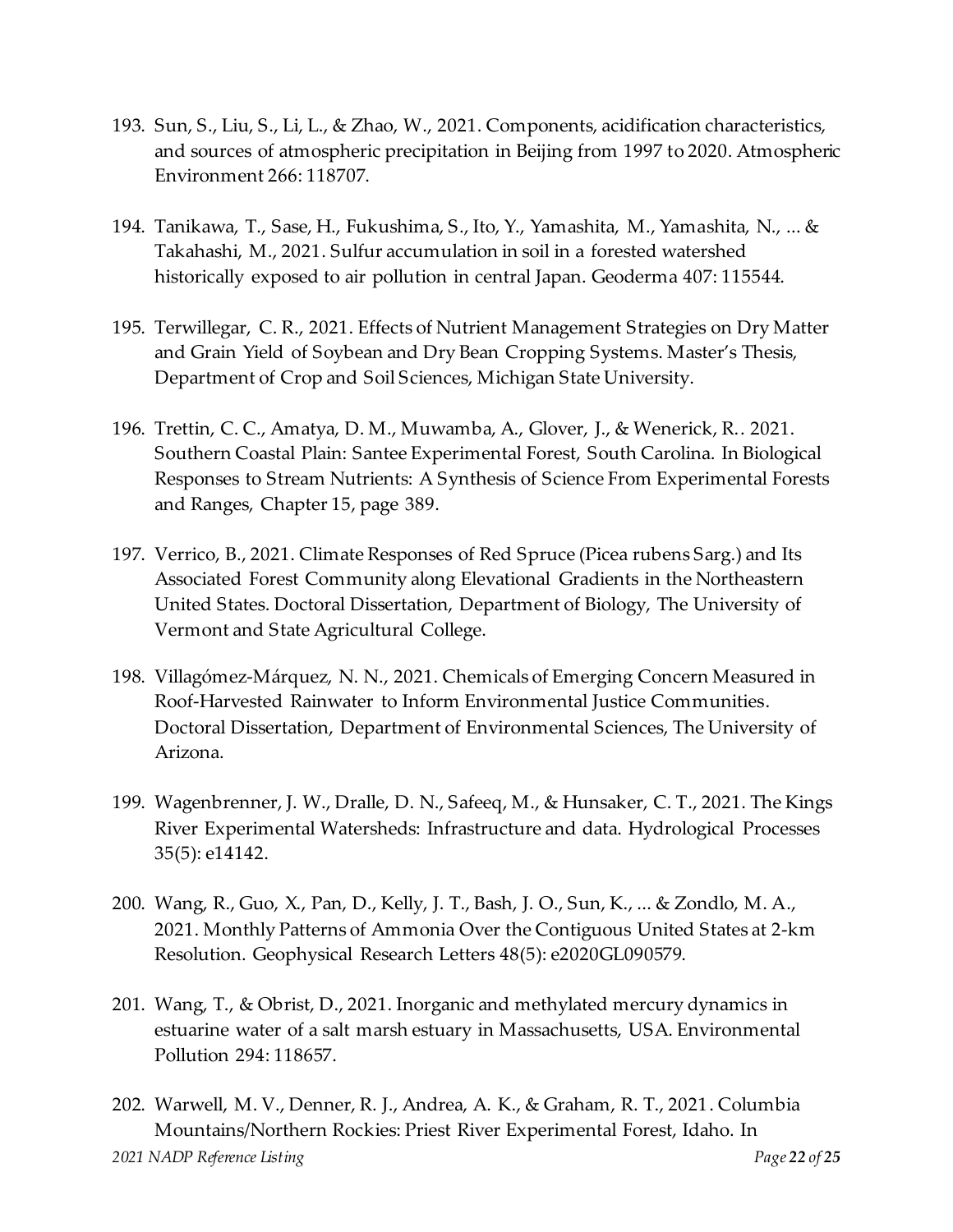193. Sun, S., Liu, S., Li, L., & Zhao, W., 2021. Components, acidification characteristics, and sources of atmospheric precipitation in Beijing from 1997 to 2020. Atmospheric Environment 266: 118707.

194. Tanikawa, T., Sase, H., Fukushima, S., Ito, Y., Yamashita, M., Yamashita, N., ... & Takahashi, M., 2021. Sulfur accumulation in soil in a forested watershed historically exposed to air pollution in central Japan. Geoderma 407: 115544.

195. Terwillegar, C. R., 2021. Effects of Nutrient Management Strategies on Dry Matter and Grain Yield of Soybean and Dry Bean Cropping Systems. Master's Thesis, Department of Crop and Soil Sciences, Michigan State University.

196. Trettin, C. C., Amatya, D. M., Muwamba, A., Glover, J., & Wenerick, R.. 2021. Southern Coastal Plain: Santee Experimental Forest, South Carolina. In Biological Responses to Stream Nutrients: A Synthesis of Science From Experimental Forests and Ranges, Chapter 15, page 389.

197. Verrico, B., 2021. Climate Responses of Red Spruce (Picea rubens Sarg.) and Its Associated Forest Community along Elevational Gradients in the Northeastern United States. Doctoral Dissertation, Department of Biology, The University of Vermont and State Agricultural College.

198. Villagómez-Márquez, N. N., 2021. Chemicals of Emerging Concern Measured in Roof-Harvested Rainwater to Inform Environmental Justice Communities. Doctoral Dissertation, Department of Environmental Sciences, The University of Arizona.

199. Wagenbrenner, J. W., Dralle, D. N., Safeeq, M., & Hunsaker, C. T., 2021. The Kings River Experimental Watersheds: Infrastructure and data. Hydrological Processes 35(5): e14142.

200. Wang, R., Guo, X., Pan, D., Kelly, J. T., Bash, J. O., Sun, K., ... & Zondlo, M. A., 2021. Monthly Patterns of Ammonia Over the Contiguous United States at 2-km Resolution. Geophysical Research Letters 48(5): e2020GL090579.

201. Wang, T., & Obrist, D., 2021. Inorganic and methylated mercury dynamics in estuarine water of a salt marsh estuary in Massachusetts, USA. Environmental Pollution 294: 118657.

202. Warwell, M. V., Denner, R. J., Andrea, A. K., & Graham, R. T., 2021. Columbia Mountains/Northern Rockies: Priest River Experimental Forest, Idaho. In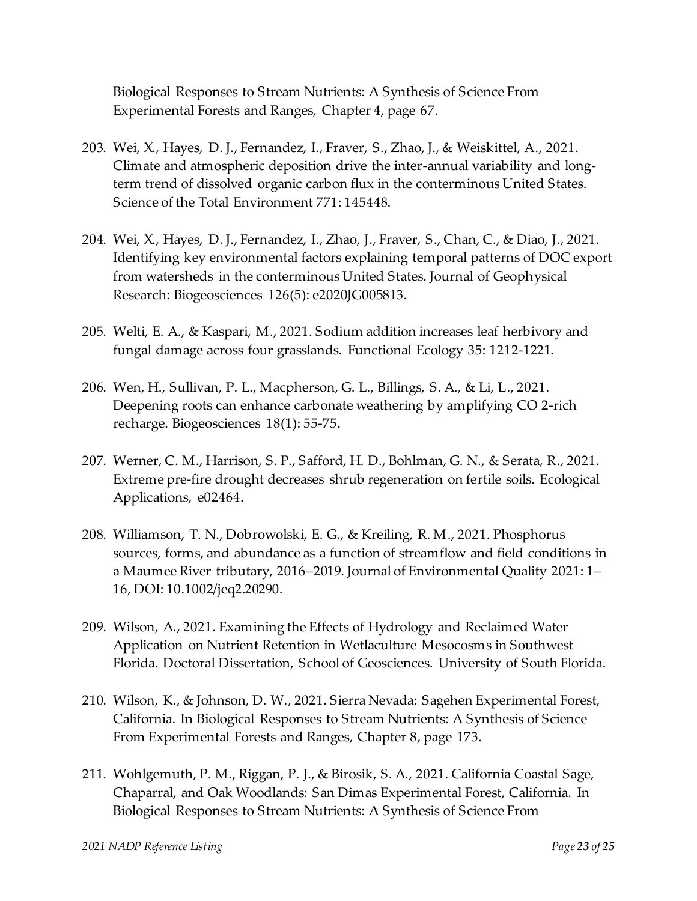Biological Responses to Stream Nutrients: A Synthesis of Science From Experimental Forests and Ranges, Chapter 4, page 67.

203. Wei, X., Hayes, D. J., Fernandez, I., Fraver, S., Zhao, J., & Weiskittel, A., 2021. Climate and atmospheric deposition drive the inter-annual variability and long-term trend of dissolved organic carbon flux in the conterminous United States. Science of the Total Environment 771: 145448.

204. Wei, X., Hayes, D. J., Fernandez, I., Zhao, J., Fraver, S., Chan, C., & Diao, J., 2021. Identifying key environmental factors explaining temporal patterns of DOC export from watersheds in the conterminous United States. Journal of Geophysical Research: Biogeosciences 126(5): e2020JG005813.

205. Welti, E. A., & Kaspari, M., 2021. Sodium addition increases leaf herbivory and fungal damage across four grasslands. Functional Ecology 35: 1212-1221.

206. Wen, H., Sullivan, P. L., Macpherson, G. L., Billings, S. A., & Li, L., 2021. Deepening roots can enhance carbonate weathering by amplifying CO 2-rich recharge. Biogeosciences 18(1): 55-75.

207. Werner, C. M., Harrison, S. P., Safford, H. D., Bohlman, G. N., & Serata, R., 2021. Extreme pre-fire drought decreases shrub regeneration on fertile soils. Ecological Applications, e02464.

208. Williamson, T. N., Dobrowolski, E. G., & Kreiling, R. M., 2021. Phosphorus sources, forms, and abundance as a function of streamflow and field conditions in a Maumee River tributary, 2016–2019. Journal of Environmental Quality 2021: 1–16, DOI: 10.1002/jeq2.20290.

209. Wilson, A., 2021. Examining the Effects of Hydrology and Reclaimed Water Application on Nutrient Retention in Wetlaculture Mesocosms in Southwest Florida. Doctoral Dissertation, School of Geosciences. University of South Florida.

210. Wilson, K., & Johnson, D. W., 2021. Sierra Nevada: Sagehen Experimental Forest, California. In Biological Responses to Stream Nutrients: A Synthesis of Science From Experimental Forests and Ranges, Chapter 8, page 173.

211. Wohlgemuth, P. M., Riggan, P. J., & Birosik, S. A., 2021. California Coastal Sage, Chaparral, and Oak Woodlands: San Dimas Experimental Forest, California. In Biological Responses to Stream Nutrients: A Synthesis of Science From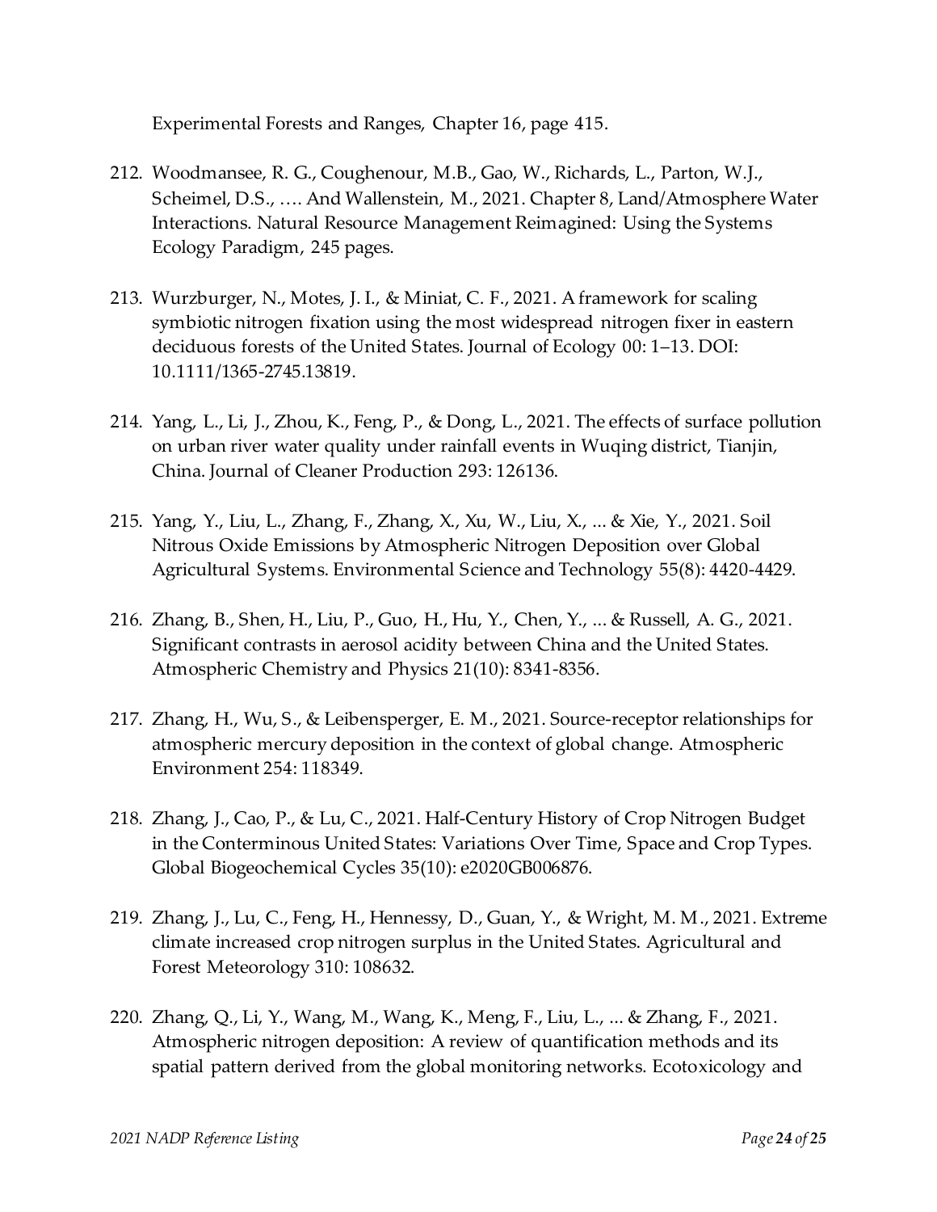Experimental Forests and Ranges, Chapter 16, page 415.

212. Woodmansee, R. G., Coughenour, M.B., Gao, W., Richards, L., Parton, W.J., Scheimel, D.S., …. And Wallenstein, M., 2021. Chapter 8, Land/Atmosphere Water Interactions. Natural Resource Management Reimagined: Using the Systems Ecology Paradigm, 245 pages.

213. Wurzburger, N., Motes, J. I., & Miniat, C. F., 2021. A framework for scaling symbiotic nitrogen fixation using the most widespread nitrogen fixer in eastern deciduous forests of the United States. Journal of Ecology 00: 1–13. DOI: 10.1111/1365-2745.13819.

214. Yang, L., Li, J., Zhou, K., Feng, P., & Dong, L., 2021. The effects of surface pollution on urban river water quality under rainfall events in Wuqing district, Tianjin, China. Journal of Cleaner Production 293: 126136.

215. Yang, Y., Liu, L., Zhang, F., Zhang, X., Xu, W., Liu, X., ... & Xie, Y., 2021. Soil Nitrous Oxide Emissions by Atmospheric Nitrogen Deposition over Global Agricultural Systems. Environmental Science and Technology 55(8): 4420-4429.

216. Zhang, B., Shen, H., Liu, P., Guo, H., Hu, Y., Chen, Y., ... & Russell, A. G., 2021. Significant contrasts in aerosol acidity between China and the United States. Atmospheric Chemistry and Physics 21(10): 8341-8356.

217. Zhang, H., Wu, S., & Leibensperger, E. M., 2021. Source-receptor relationships for atmospheric mercury deposition in the context of global change. Atmospheric Environment 254: 118349.

218. Zhang, J., Cao, P., & Lu, C., 2021. Half-Century History of Crop Nitrogen Budget in the Conterminous United States: Variations Over Time, Space and Crop Types. Global Biogeochemical Cycles 35(10): e2020GB006876.

219. Zhang, J., Lu, C., Feng, H., Hennessy, D., Guan, Y., & Wright, M. M., 2021. Extreme climate increased crop nitrogen surplus in the United States. Agricultural and Forest Meteorology 310: 108632.

220. Zhang, Q., Li, Y., Wang, M., Wang, K., Meng, F., Liu, L., ... & Zhang, F., 2021. Atmospheric nitrogen deposition: A review of quantification methods and its spatial pattern derived from the global monitoring networks. Ecotoxicology and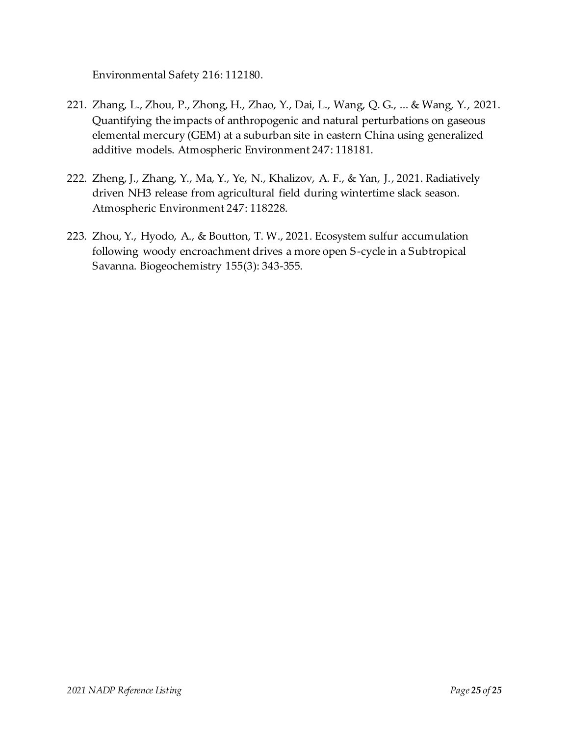Environmental Safety 216: 112180.

221. Zhang, L., Zhou, P., Zhong, H., Zhao, Y., Dai, L., Wang, Q. G., ... & Wang, Y., 2021. Quantifying the impacts of anthropogenic and natural perturbations on gaseous elemental mercury (GEM) at a suburban site in eastern China using generalized additive models. Atmospheric Environment 247: 118181.

222. Zheng, J., Zhang, Y., Ma, Y., Ye, N., Khalizov, A. F., & Yan, J., 2021. Radiatively driven NH3 release from agricultural field during wintertime slack season. Atmospheric Environment 247: 118228.

223. Zhou, Y., Hyodo, A., & Boutton, T. W., 2021. Ecosystem sulfur accumulation following woody encroachment drives a more open S-cycle in a Subtropical Savanna. Biogeochemistry 155(3): 343-355.